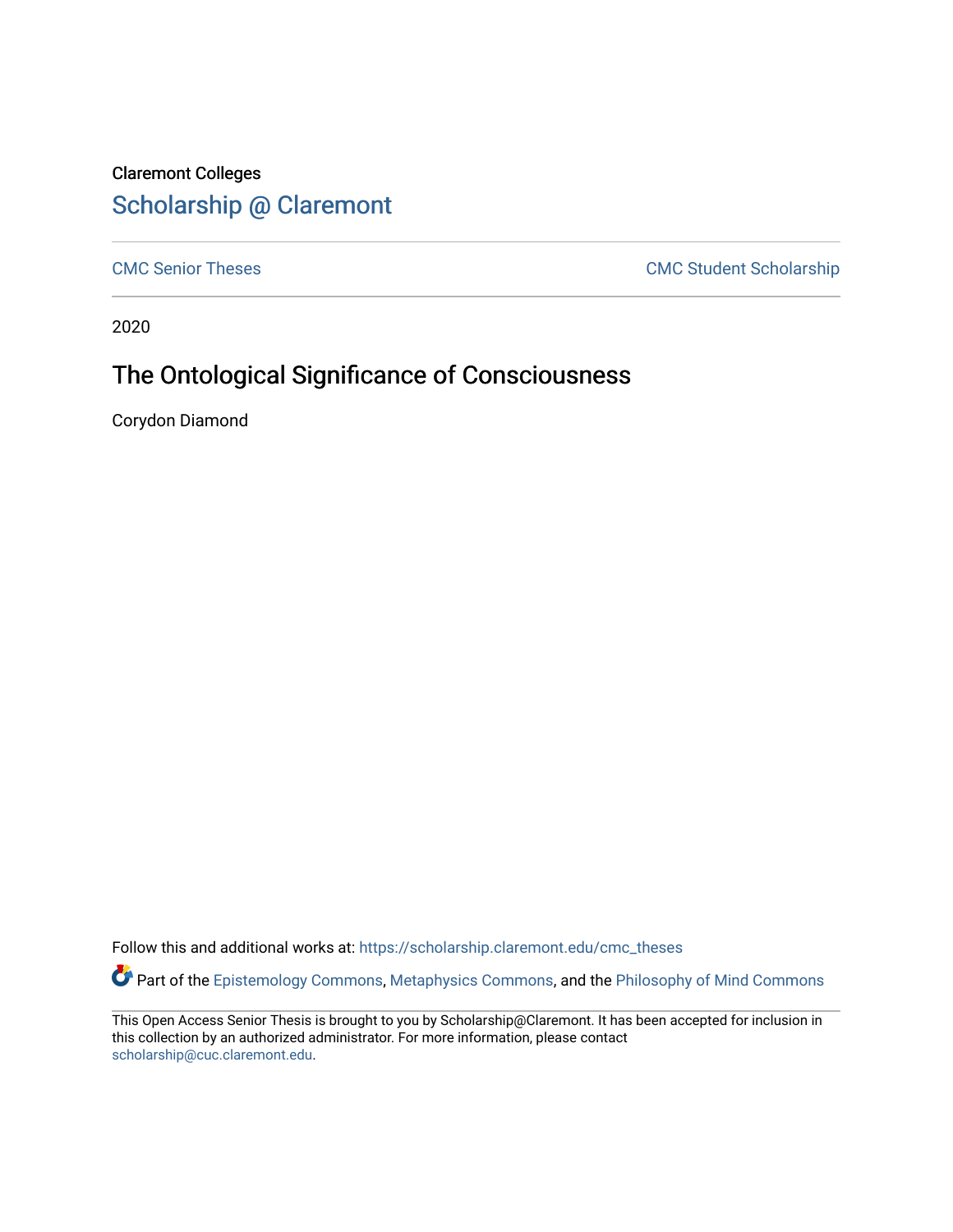Claremont Colleges

Scholarship @ Claremont

CMC Senior Theses

CMC Student Scholarship

2020

# The Ontological Significance of Consciousness

Corydon Diamond

Follow this and additional works at: https://scholarship.claremont.edu/cmc_theses

Part of the Epistemology Commons, Metaphysics Commons, and the Philosophy of Mind Commons

This Open Access Senior Thesis is brought to you by Scholarship@Claremont. It has been accepted for inclusion in this collection by an authorized administrator. For more information, please contact scholarship@cuc.claremont.edu.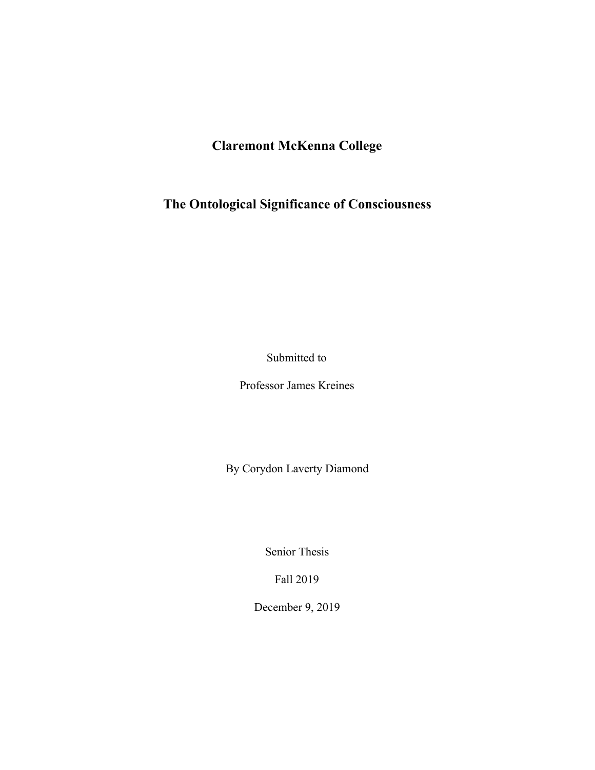# Claremont McKenna College

## The Ontological Significance of Consciousness

Submitted to

Professor James Kreines

By Corydon Laverty Diamond

Senior Thesis

Fall 2019

December 9, 2019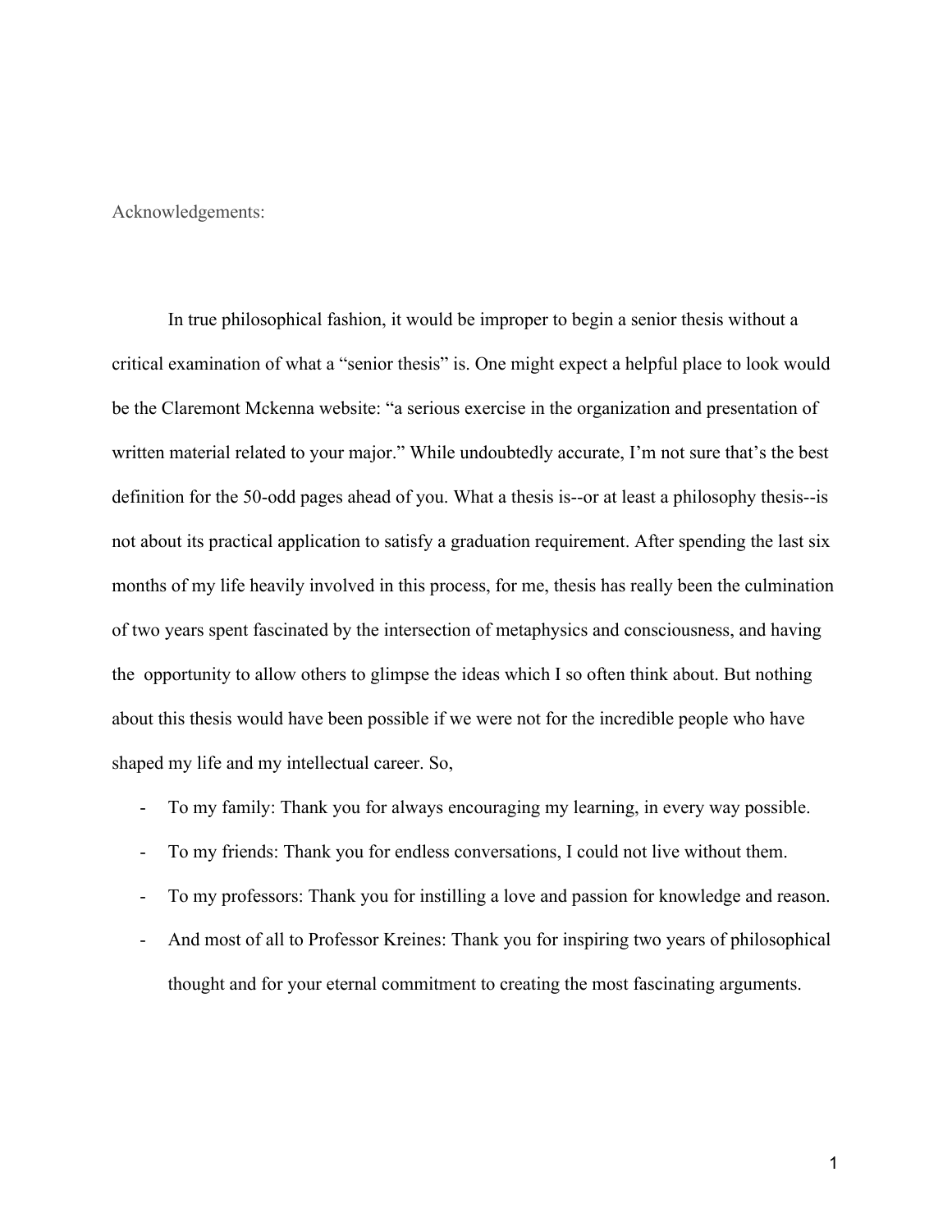Acknowledgements:

In true philosophical fashion, it would be improper to begin a senior thesis without a critical examination of what a "senior thesis" is. One might expect a helpful place to look would be the Claremont Mckenna website: "a serious exercise in the organization and presentation of written material related to your major." While undoubtedly accurate, I'm not sure that's the best definition for the 50-odd pages ahead of you. What a thesis is--or at least a philosophy thesis--is not about its practical application to satisfy a graduation requirement. After spending the last six months of my life heavily involved in this process, for me, thesis has really been the culmination of two years spent fascinated by the intersection of metaphysics and consciousness, and having the opportunity to allow others to glimpse the ideas which I so often think about. But nothing about this thesis would have been possible if we were not for the incredible people who have shaped my life and my intellectual career. So,

- To my family: Thank you for always encouraging my learning, in every way possible.
- To my friends: Thank you for endless conversations, I could not live without them.
- To my professors: Thank you for instilling a love and passion for knowledge and reason.
- And most of all to Professor Kreines: Thank you for inspiring two years of philosophical thought and for your eternal commitment to creating the most fascinating arguments.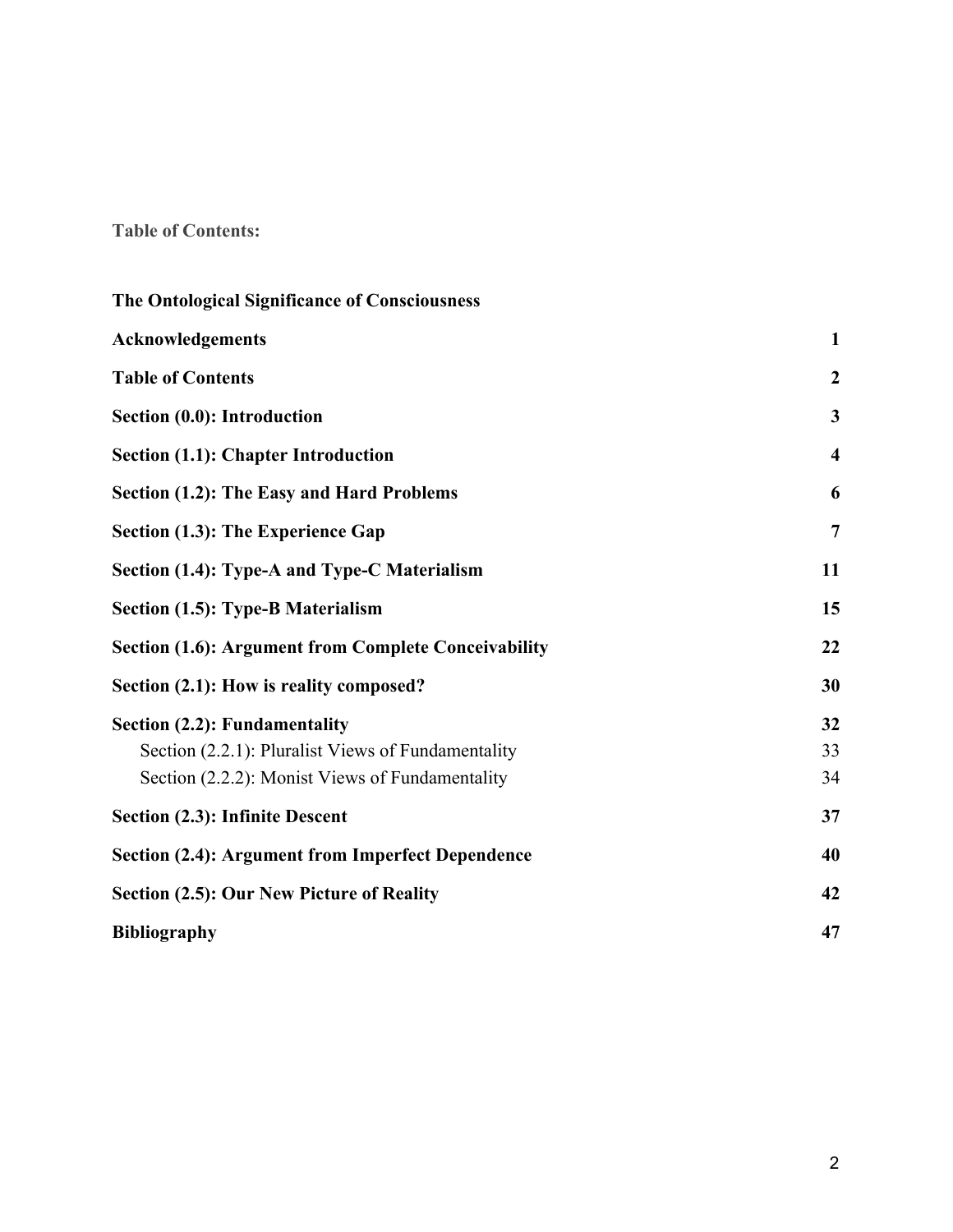**Table of Contents:**

| **The Ontological Significance of Consciousness** | |
|---|---|
| **Acknowledgements** | **1** |
| **Table of Contents** | **2** |
| **Section (0.0): Introduction** | **3** |
| **Section (1.1): Chapter Introduction** | **4** |
| **Section (1.2): The Easy and Hard Problems** | **6** |
| **Section (1.3): The Experience Gap** | **7** |
| **Section (1.4): Type-A and Type-C Materialism** | **11** |
| **Section (1.5): Type-B Materialism** | **15** |
| **Section (1.6): Argument from Complete Conceivability** | **22** |
| **Section (2.1): How is reality composed?** | **30** |
| **Section (2.2): Fundamentality** | **32** |
| Section (2.2.1): Pluralist Views of Fundamentality | 33 |
| Section (2.2.2): Monist Views of Fundamentality | 34 |
| **Section (2.3): Infinite Descent** | **37** |
| **Section (2.4): Argument from Imperfect Dependence** | **40** |
| **Section (2.5): Our New Picture of Reality** | **42** |
| **Bibliography** | **47** |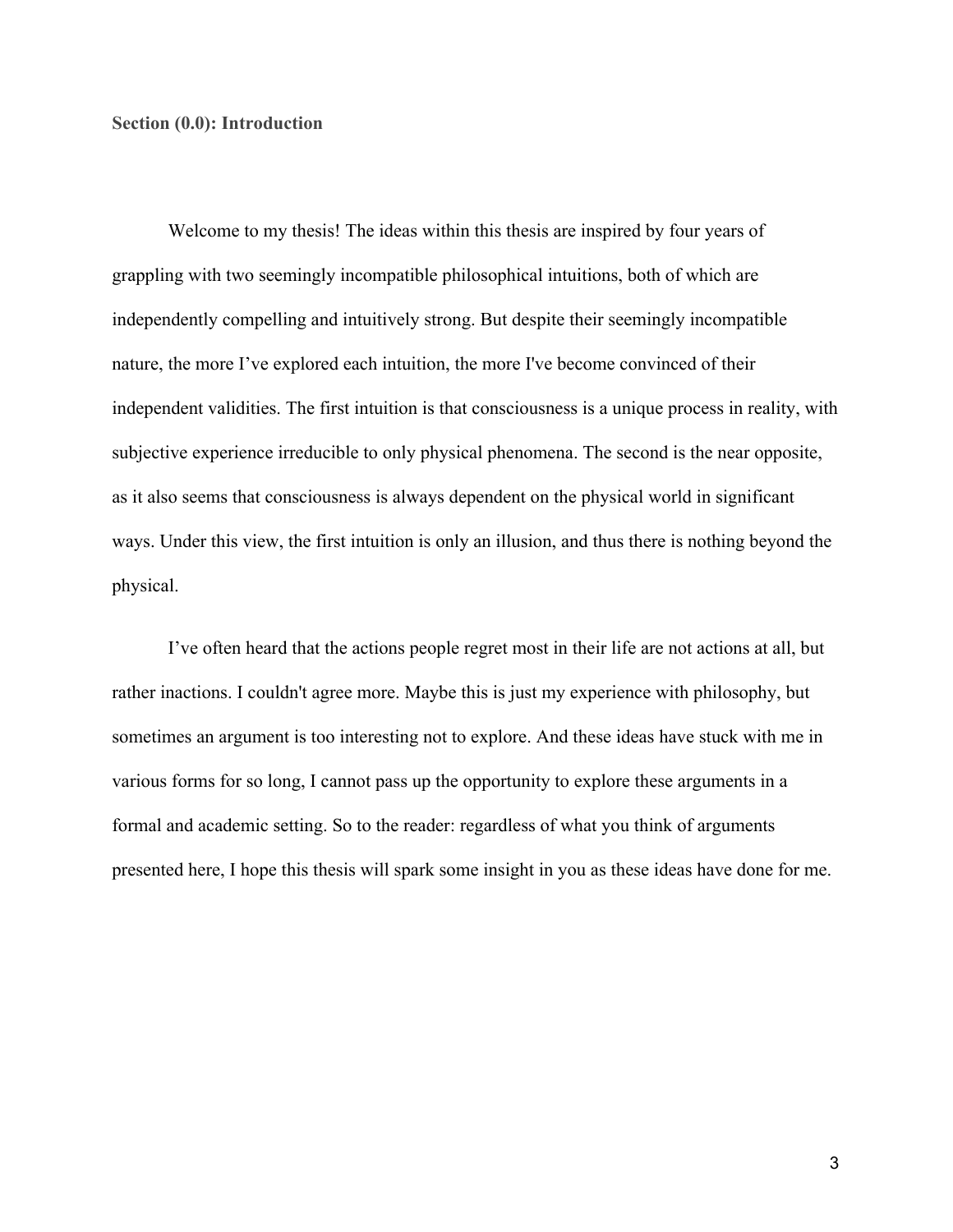**Section (0.0): Introduction**

Welcome to my thesis! The ideas within this thesis are inspired by four years of grappling with two seemingly incompatible philosophical intuitions, both of which are independently compelling and intuitively strong. But despite their seemingly incompatible nature, the more I've explored each intuition, the more I've become convinced of their independent validities. The first intuition is that consciousness is a unique process in reality, with subjective experience irreducible to only physical phenomena. The second is the near opposite, as it also seems that consciousness is always dependent on the physical world in significant ways. Under this view, the first intuition is only an illusion, and thus there is nothing beyond the physical.

I've often heard that the actions people regret most in their life are not actions at all, but rather inactions. I couldn't agree more. Maybe this is just my experience with philosophy, but sometimes an argument is too interesting not to explore. And these ideas have stuck with me in various forms for so long, I cannot pass up the opportunity to explore these arguments in a formal and academic setting. So to the reader: regardless of what you think of arguments presented here, I hope this thesis will spark some insight in you as these ideas have done for me.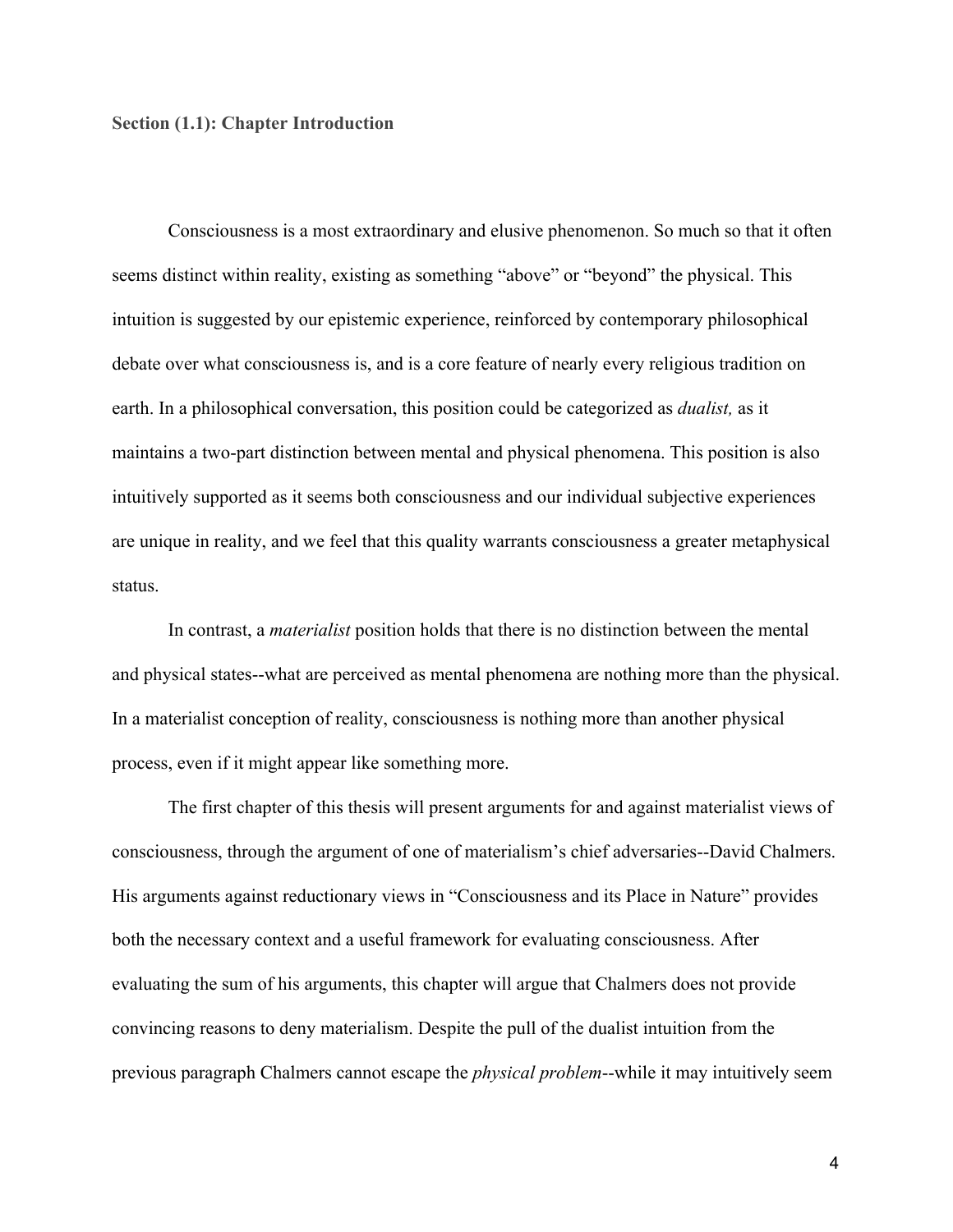**Section (1.1): Chapter Introduction**

Consciousness is a most extraordinary and elusive phenomenon. So much so that it often seems distinct within reality, existing as something "above" or "beyond" the physical. This intuition is suggested by our epistemic experience, reinforced by contemporary philosophical debate over what consciousness is, and is a core feature of nearly every religious tradition on earth. In a philosophical conversation, this position could be categorized as *dualist,* as it maintains a two-part distinction between mental and physical phenomena. This position is also intuitively supported as it seems both consciousness and our individual subjective experiences are unique in reality, and we feel that this quality warrants consciousness a greater metaphysical status.

In contrast, a *materialist* position holds that there is no distinction between the mental and physical states--what are perceived as mental phenomena are nothing more than the physical. In a materialist conception of reality, consciousness is nothing more than another physical process, even if it might appear like something more.

The first chapter of this thesis will present arguments for and against materialist views of consciousness, through the argument of one of materialism's chief adversaries--David Chalmers. His arguments against reductionary views in "Consciousness and its Place in Nature" provides both the necessary context and a useful framework for evaluating consciousness. After evaluating the sum of his arguments, this chapter will argue that Chalmers does not provide convincing reasons to deny materialism. Despite the pull of the dualist intuition from the previous paragraph Chalmers cannot escape the *physical problem*--while it may intuitively seem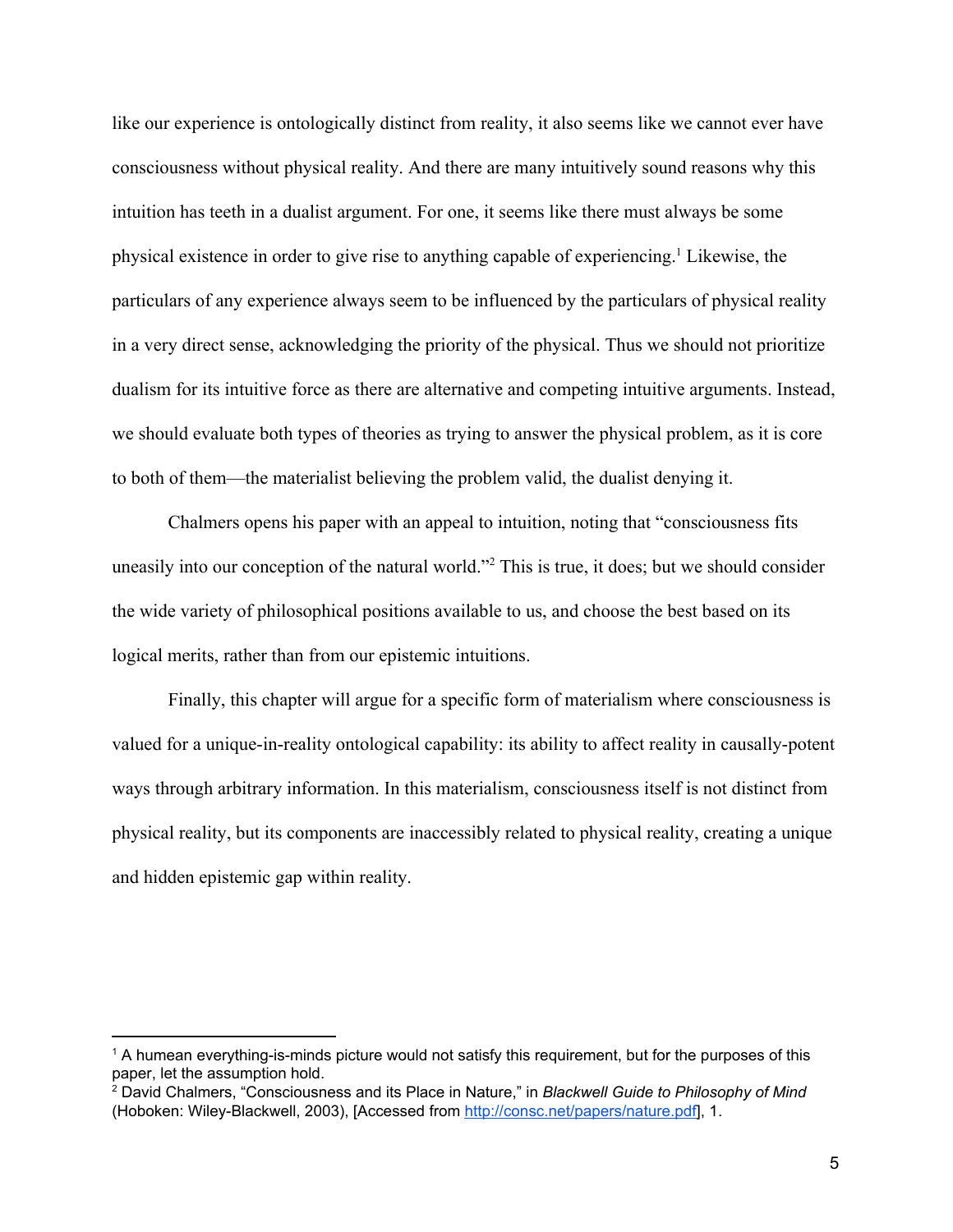like our experience is ontologically distinct from reality, it also seems like we cannot ever have consciousness without physical reality. And there are many intuitively sound reasons why this intuition has teeth in a dualist argument. For one, it seems like there must always be some physical existence in order to give rise to anything capable of experiencing.[1] Likewise, the particulars of any experience always seem to be influenced by the particulars of physical reality in a very direct sense, acknowledging the priority of the physical. Thus we should not prioritize dualism for its intuitive force as there are alternative and competing intuitive arguments. Instead, we should evaluate both types of theories as trying to answer the physical problem, as it is core to both of them—the materialist believing the problem valid, the dualist denying it.

Chalmers opens his paper with an appeal to intuition, noting that "consciousness fits uneasily into our conception of the natural world."[2] This is true, it does; but we should consider the wide variety of philosophical positions available to us, and choose the best based on its logical merits, rather than from our epistemic intuitions.

Finally, this chapter will argue for a specific form of materialism where consciousness is valued for a unique-in-reality ontological capability: its ability to affect reality in causally-potent ways through arbitrary information. In this materialism, consciousness itself is not distinct from physical reality, but its components are inaccessibly related to physical reality, creating a unique and hidden epistemic gap within reality.

---

[1] A humean everything-is-minds picture would not satisfy this requirement, but for the purposes of this paper, let the assumption hold.

[2] David Chalmers, "Consciousness and its Place in Nature," in *Blackwell Guide to Philosophy of Mind* (Hoboken: Wiley-Blackwell, 2003), [Accessed from http://consc.net/papers/nature.pdf], 1.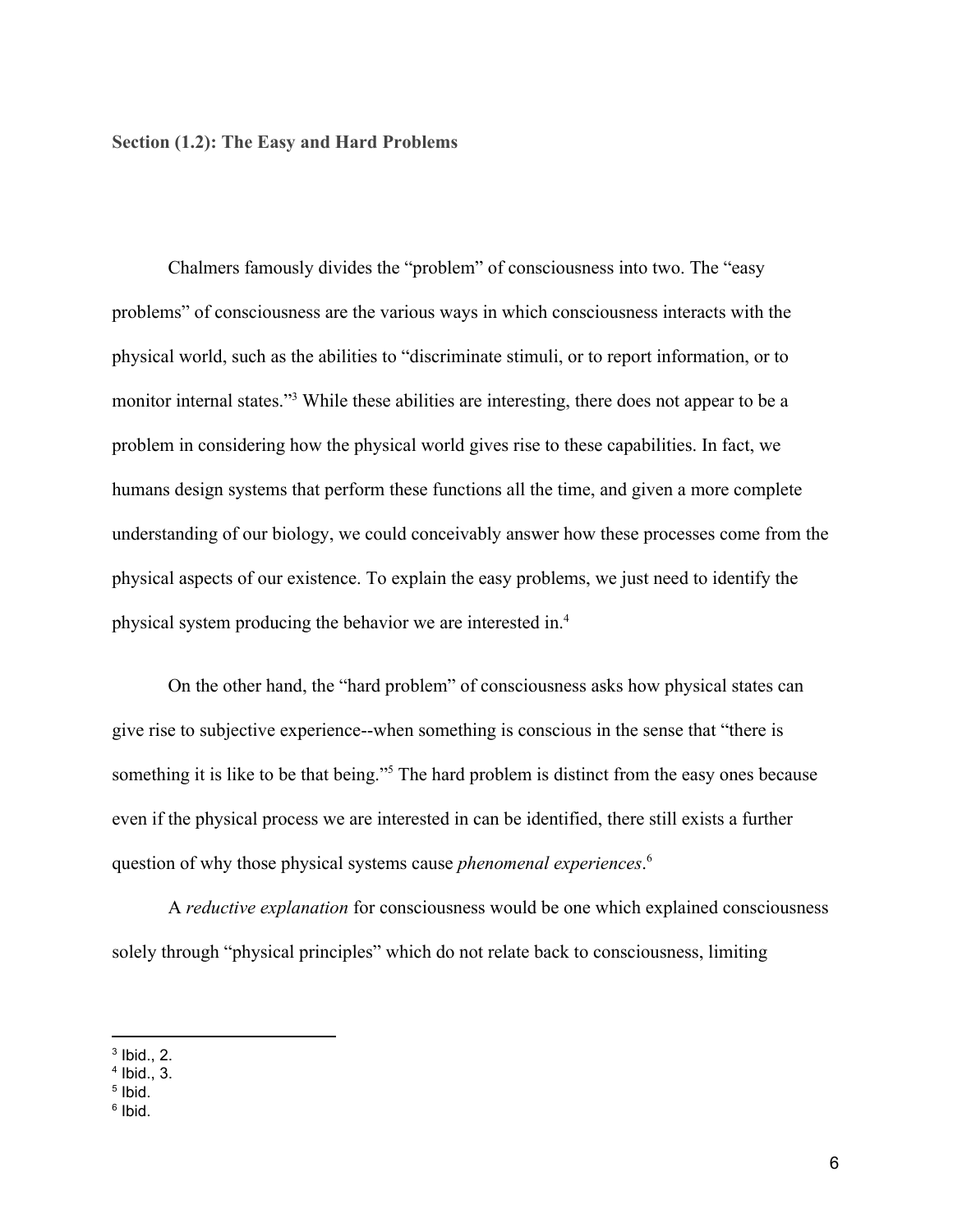**Section (1.2): The Easy and Hard Problems**

Chalmers famously divides the "problem" of consciousness into two. The "easy problems" of consciousness are the various ways in which consciousness interacts with the physical world, such as the abilities to "discriminate stimuli, or to report information, or to monitor internal states."[3] While these abilities are interesting, there does not appear to be a problem in considering how the physical world gives rise to these capabilities. In fact, we humans design systems that perform these functions all the time, and given a more complete understanding of our biology, we could conceivably answer how these processes come from the physical aspects of our existence. To explain the easy problems, we just need to identify the physical system producing the behavior we are interested in.[4]

On the other hand, the "hard problem" of consciousness asks how physical states can give rise to subjective experience--when something is conscious in the sense that "there is something it is like to be that being."[5] The hard problem is distinct from the easy ones because even if the physical process we are interested in can be identified, there still exists a further question of why those physical systems cause *phenomenal experiences*.[6]

A *reductive explanation* for consciousness would be one which explained consciousness solely through "physical principles" which do not relate back to consciousness, limiting

---

[3] Ibid., 2.
[4] Ibid., 3.
[5] Ibid.
[6] Ibid.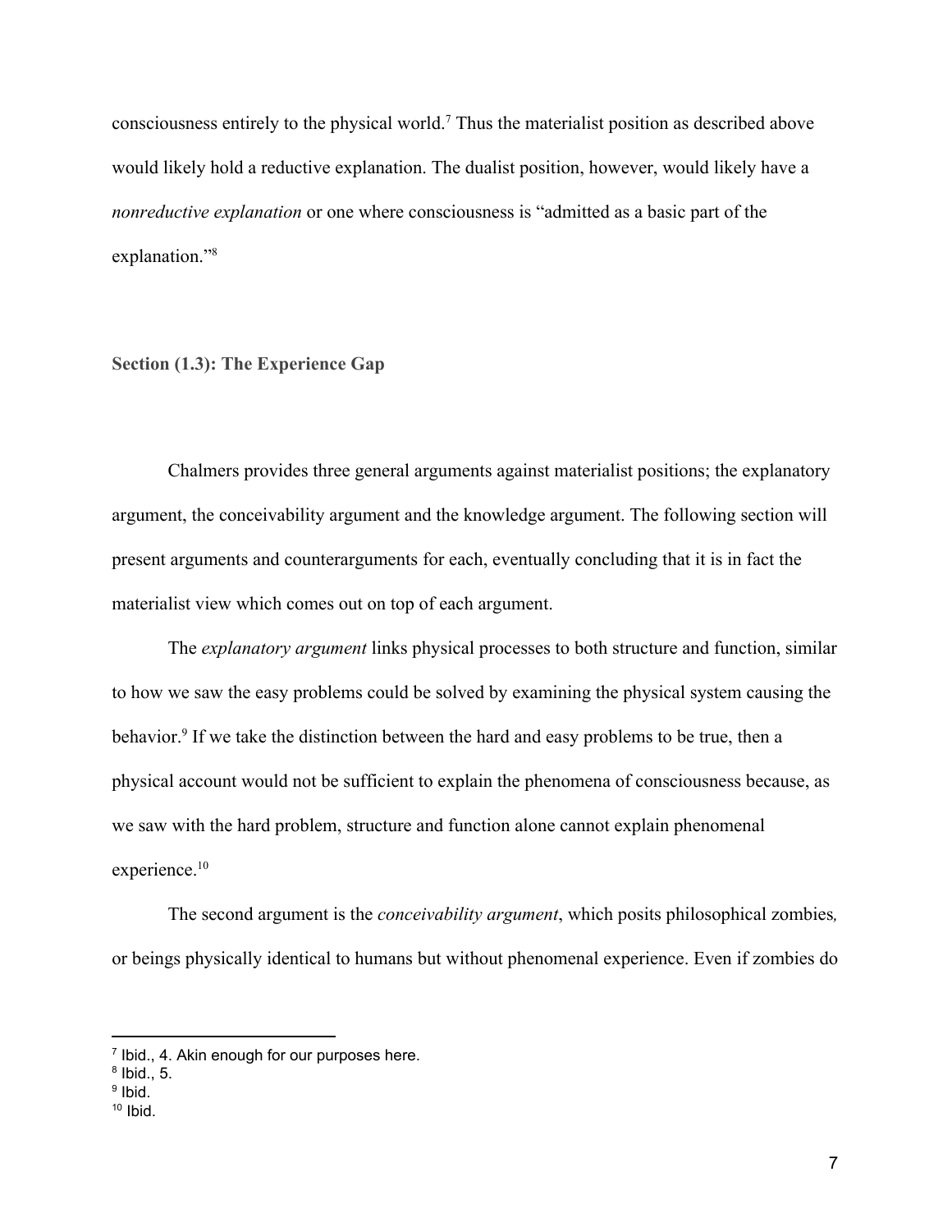consciousness entirely to the physical world.[7] Thus the materialist position as described above would likely hold a reductive explanation. The dualist position, however, would likely have a *nonreductive explanation* or one where consciousness is "admitted as a basic part of the explanation."[8]

### Section (1.3): The Experience Gap

Chalmers provides three general arguments against materialist positions; the explanatory argument, the conceivability argument and the knowledge argument. The following section will present arguments and counterarguments for each, eventually concluding that it is in fact the materialist view which comes out on top of each argument.

The *explanatory argument* links physical processes to both structure and function, similar to how we saw the easy problems could be solved by examining the physical system causing the behavior.[9] If we take the distinction between the hard and easy problems to be true, then a physical account would not be sufficient to explain the phenomena of consciousness because, as we saw with the hard problem, structure and function alone cannot explain phenomenal experience.[10]

The second argument is the *conceivability argument*, which posits philosophical zombies, or beings physically identical to humans but without phenomenal experience. Even if zombies do

---

[7] Ibid., 4. Akin enough for our purposes here.

[8] Ibid., 5.

[9] Ibid.

[10] Ibid.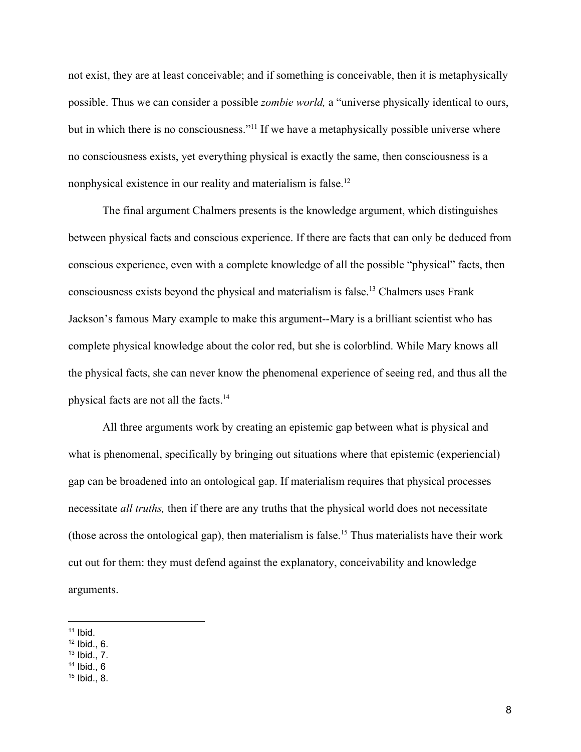not exist, they are at least conceivable; and if something is conceivable, then it is metaphysically possible. Thus we can consider a possible *zombie world,* a "universe physically identical to ours, but in which there is no consciousness."[11] If we have a metaphysically possible universe where no consciousness exists, yet everything physical is exactly the same, then consciousness is a nonphysical existence in our reality and materialism is false.[12]

The final argument Chalmers presents is the knowledge argument, which distinguishes between physical facts and conscious experience. If there are facts that can only be deduced from conscious experience, even with a complete knowledge of all the possible "physical" facts, then consciousness exists beyond the physical and materialism is false.[13] Chalmers uses Frank Jackson's famous Mary example to make this argument--Mary is a brilliant scientist who has complete physical knowledge about the color red, but she is colorblind. While Mary knows all the physical facts, she can never know the phenomenal experience of seeing red, and thus all the physical facts are not all the facts.[14]

All three arguments work by creating an epistemic gap between what is physical and what is phenomenal, specifically by bringing out situations where that epistemic (experiencial) gap can be broadened into an ontological gap. If materialism requires that physical processes necessitate *all truths,* then if there are any truths that the physical world does not necessitate (those across the ontological gap), then materialism is false.[15] Thus materialists have their work cut out for them: they must defend against the explanatory, conceivability and knowledge arguments.

[11] Ibid.
[12] Ibid., 6.
[13] Ibid., 7.
[14] Ibid., 6
[15] Ibid., 8.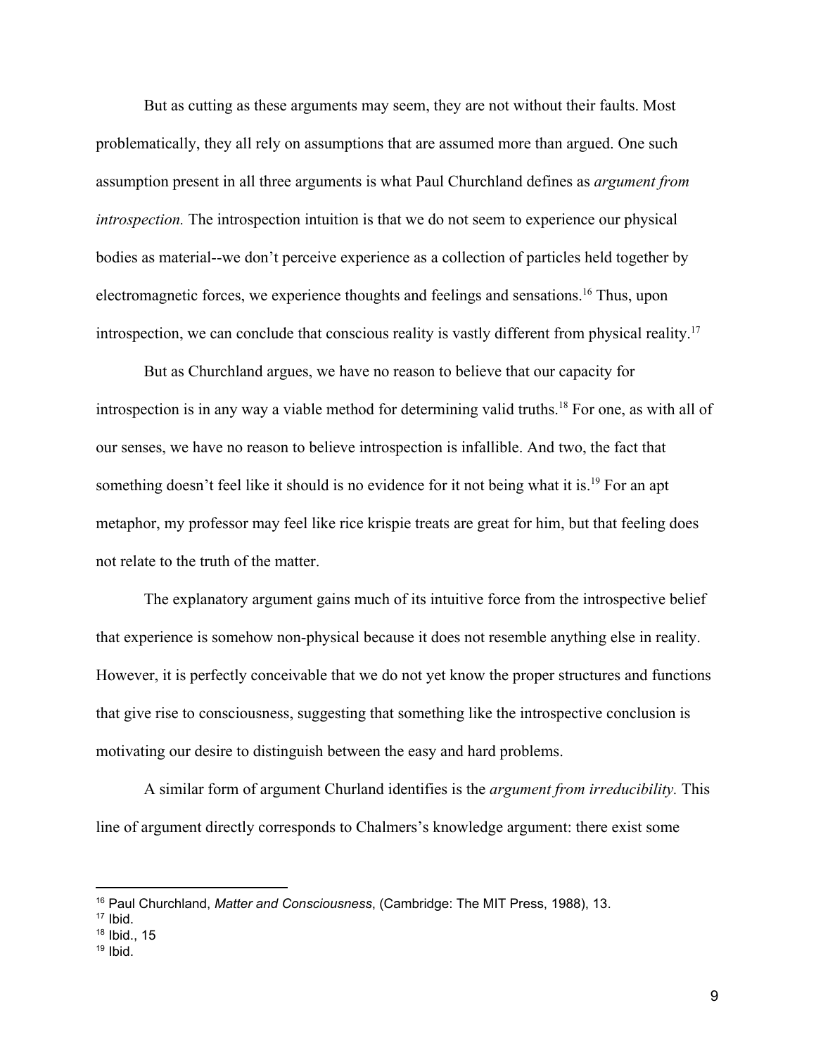But as cutting as these arguments may seem, they are not without their faults. Most problematically, they all rely on assumptions that are assumed more than argued. One such assumption present in all three arguments is what Paul Churchland defines as *argument from introspection.* The introspection intuition is that we do not seem to experience our physical bodies as material--we don't perceive experience as a collection of particles held together by electromagnetic forces, we experience thoughts and feelings and sensations.[16] Thus, upon introspection, we can conclude that conscious reality is vastly different from physical reality.[17]

But as Churchland argues, we have no reason to believe that our capacity for introspection is in any way a viable method for determining valid truths.[18] For one, as with all of our senses, we have no reason to believe introspection is infallible. And two, the fact that something doesn't feel like it should is no evidence for it not being what it is.[19] For an apt metaphor, my professor may feel like rice krispie treats are great for him, but that feeling does not relate to the truth of the matter.

The explanatory argument gains much of its intuitive force from the introspective belief that experience is somehow non-physical because it does not resemble anything else in reality. However, it is perfectly conceivable that we do not yet know the proper structures and functions that give rise to consciousness, suggesting that something like the introspective conclusion is motivating our desire to distinguish between the easy and hard problems.

A similar form of argument Churland identifies is the *argument from irreducibility.* This line of argument directly corresponds to Chalmers's knowledge argument: there exist some

---

[16] Paul Churchland, *Matter and Consciousness*, (Cambridge: The MIT Press, 1988), 13.
[17] Ibid.
[18] Ibid., 15
[19] Ibid.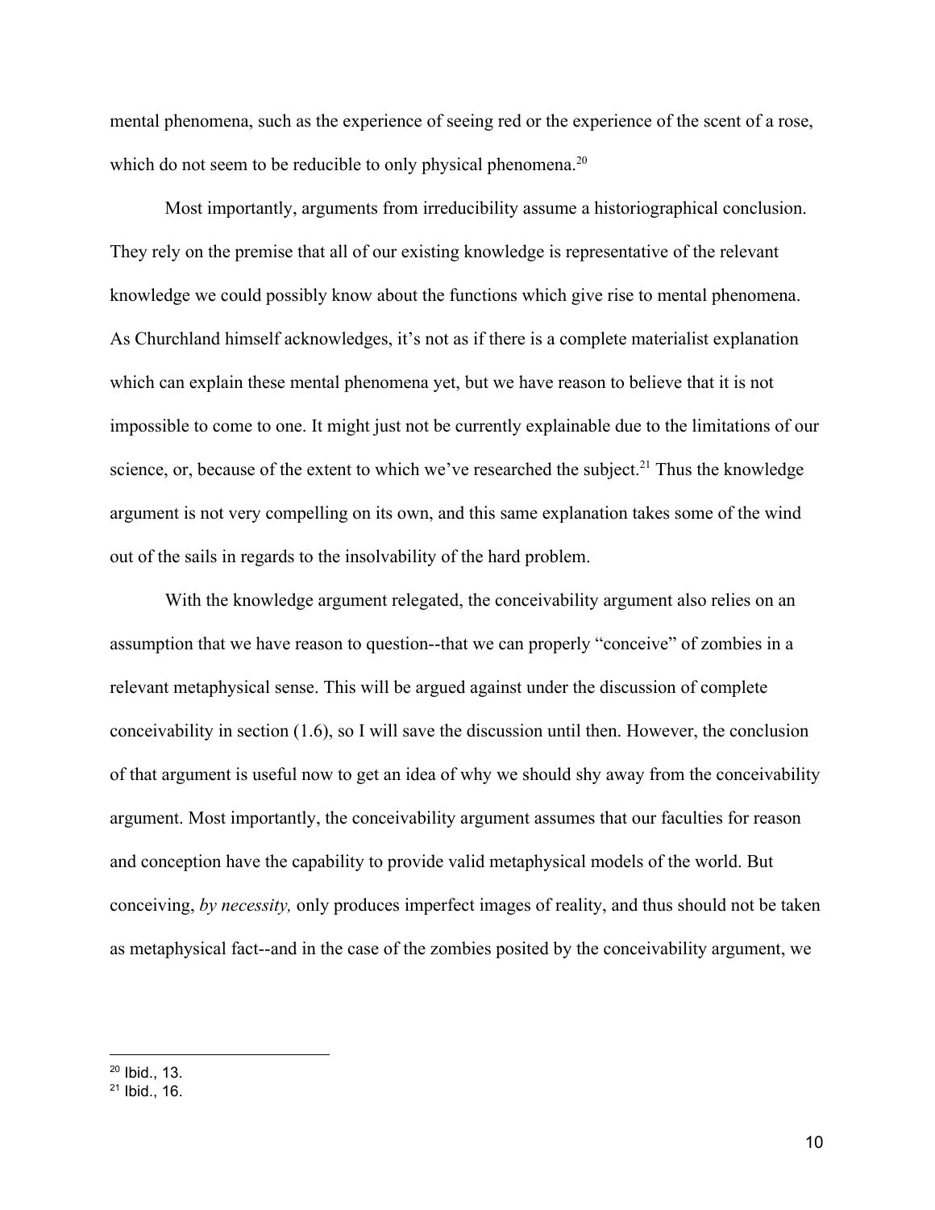mental phenomena, such as the experience of seeing red or the experience of the scent of a rose, which do not seem to be reducible to only physical phenomena.[20]

Most importantly, arguments from irreducibility assume a historiographical conclusion. They rely on the premise that all of our existing knowledge is representative of the relevant knowledge we could possibly know about the functions which give rise to mental phenomena. As Churchland himself acknowledges, it's not as if there is a complete materialist explanation which can explain these mental phenomena yet, but we have reason to believe that it is not impossible to come to one. It might just not be currently explainable due to the limitations of our science, or, because of the extent to which we've researched the subject.[21] Thus the knowledge argument is not very compelling on its own, and this same explanation takes some of the wind out of the sails in regards to the insolvability of the hard problem.

With the knowledge argument relegated, the conceivability argument also relies on an assumption that we have reason to question--that we can properly "conceive" of zombies in a relevant metaphysical sense. This will be argued against under the discussion of complete conceivability in section (1.6), so I will save the discussion until then. However, the conclusion of that argument is useful now to get an idea of why we should shy away from the conceivability argument. Most importantly, the conceivability argument assumes that our faculties for reason and conception have the capability to provide valid metaphysical models of the world. But conceiving, *by necessity,* only produces imperfect images of reality, and thus should not be taken as metaphysical fact--and in the case of the zombies posited by the conceivability argument, we

---

[20] Ibid., 13.

[21] Ibid., 16.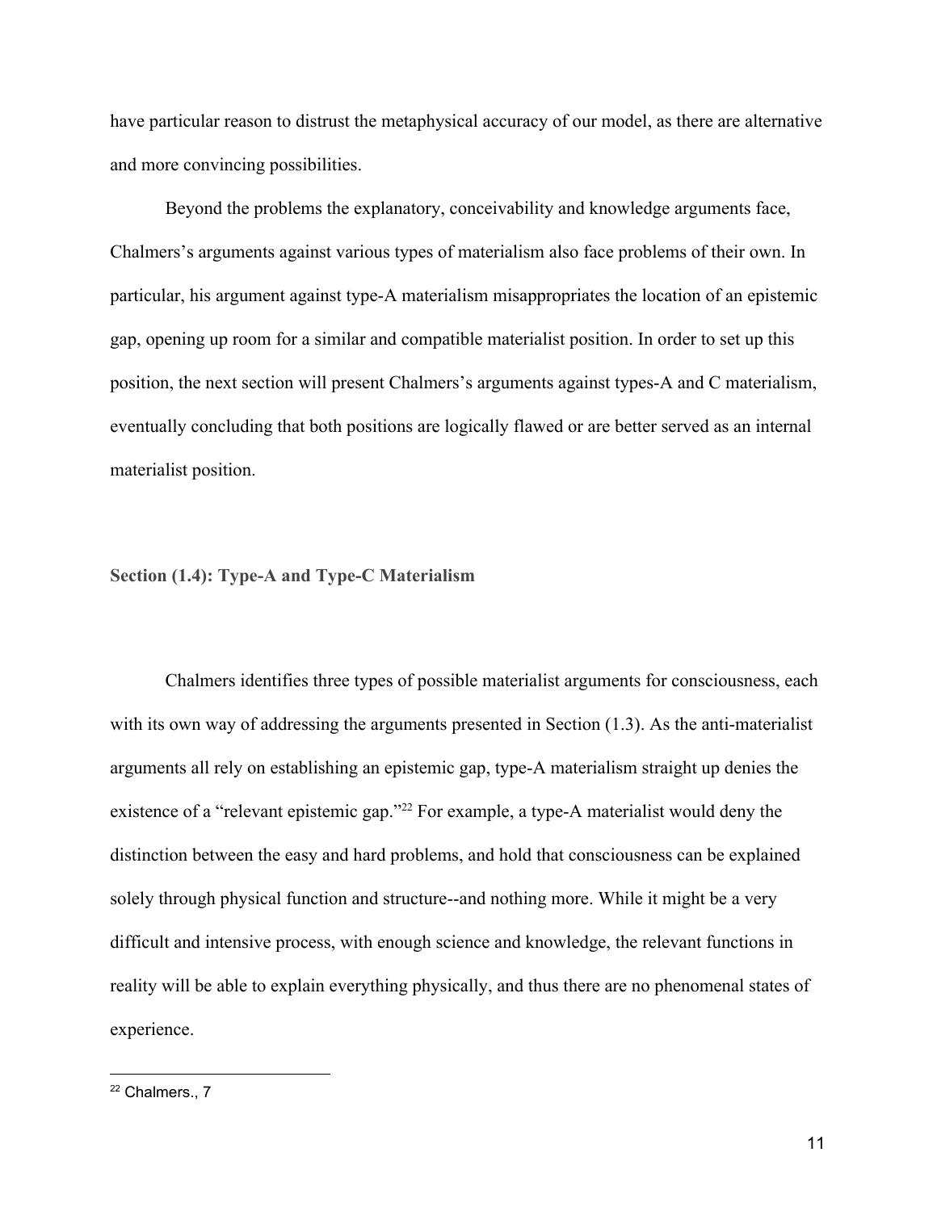have particular reason to distrust the metaphysical accuracy of our model, as there are alternative and more convincing possibilities.

Beyond the problems the explanatory, conceivability and knowledge arguments face, Chalmers's arguments against various types of materialism also face problems of their own. In particular, his argument against type-A materialism misappropriates the location of an epistemic gap, opening up room for a similar and compatible materialist position. In order to set up this position, the next section will present Chalmers's arguments against types-A and C materialism, eventually concluding that both positions are logically flawed or are better served as an internal materialist position.

## Section (1.4): Type-A and Type-C Materialism

Chalmers identifies three types of possible materialist arguments for consciousness, each with its own way of addressing the arguments presented in Section (1.3). As the anti-materialist arguments all rely on establishing an epistemic gap, type-A materialism straight up denies the existence of a "relevant epistemic gap."[22] For example, a type-A materialist would deny the distinction between the easy and hard problems, and hold that consciousness can be explained solely through physical function and structure--and nothing more. While it might be a very difficult and intensive process, with enough science and knowledge, the relevant functions in reality will be able to explain everything physically, and thus there are no phenomenal states of experience.

[22] Chalmers., 7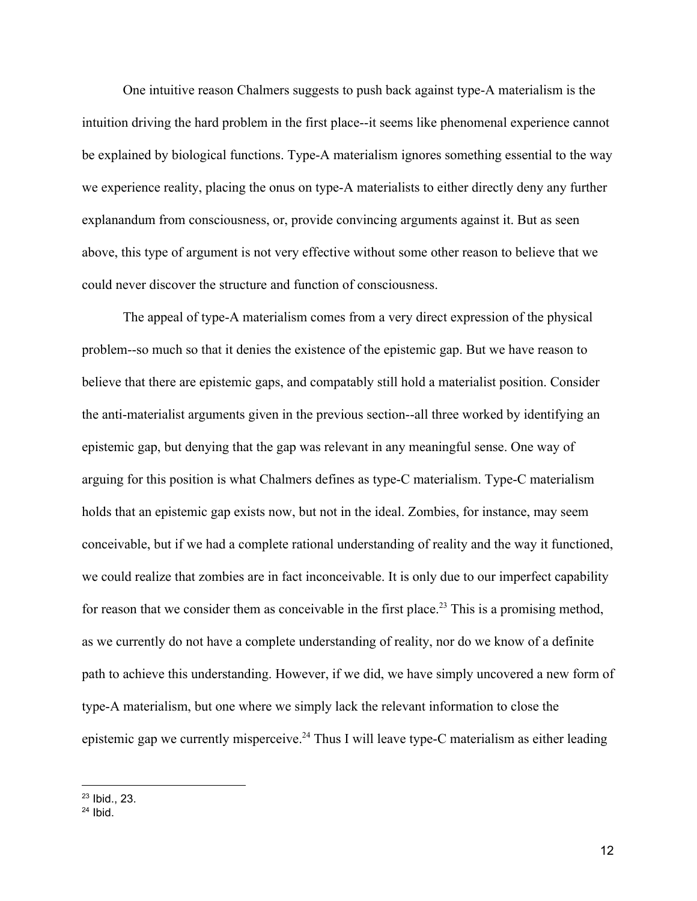One intuitive reason Chalmers suggests to push back against type-A materialism is the intuition driving the hard problem in the first place--it seems like phenomenal experience cannot be explained by biological functions. Type-A materialism ignores something essential to the way we experience reality, placing the onus on type-A materialists to either directly deny any further explanandum from consciousness, or, provide convincing arguments against it. But as seen above, this type of argument is not very effective without some other reason to believe that we could never discover the structure and function of consciousness.

The appeal of type-A materialism comes from a very direct expression of the physical problem--so much so that it denies the existence of the epistemic gap. But we have reason to believe that there are epistemic gaps, and compatably still hold a materialist position. Consider the anti-materialist arguments given in the previous section--all three worked by identifying an epistemic gap, but denying that the gap was relevant in any meaningful sense. One way of arguing for this position is what Chalmers defines as type-C materialism. Type-C materialism holds that an epistemic gap exists now, but not in the ideal. Zombies, for instance, may seem conceivable, but if we had a complete rational understanding of reality and the way it functioned, we could realize that zombies are in fact inconceivable. It is only due to our imperfect capability for reason that we consider them as conceivable in the first place.[23] This is a promising method, as we currently do not have a complete understanding of reality, nor do we know of a definite path to achieve this understanding. However, if we did, we have simply uncovered a new form of type-A materialism, but one where we simply lack the relevant information to close the epistemic gap we currently misperceive.[24] Thus I will leave type-C materialism as either leading

---

[23] Ibid., 23.

[24] Ibid.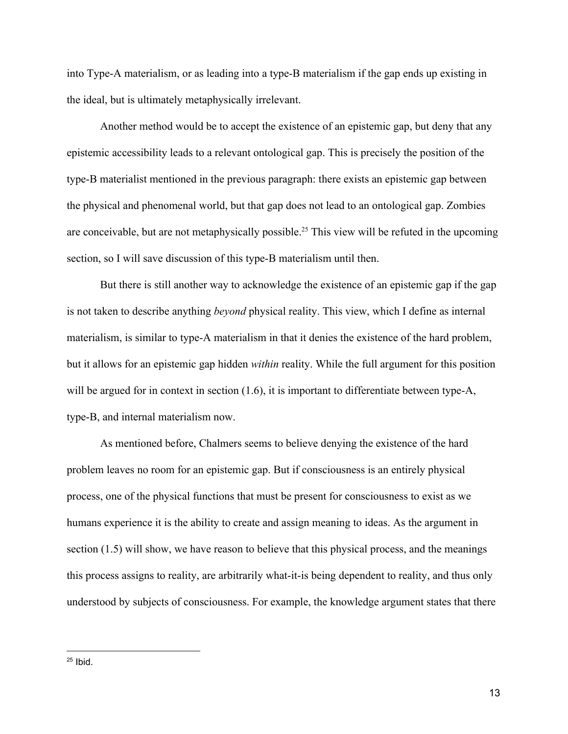into Type-A materialism, or as leading into a type-B materialism if the gap ends up existing in the ideal, but is ultimately metaphysically irrelevant.

Another method would be to accept the existence of an epistemic gap, but deny that any epistemic accessibility leads to a relevant ontological gap. This is precisely the position of the type-B materialist mentioned in the previous paragraph: there exists an epistemic gap between the physical and phenomenal world, but that gap does not lead to an ontological gap. Zombies are conceivable, but are not metaphysically possible.[25] This view will be refuted in the upcoming section, so I will save discussion of this type-B materialism until then.

But there is still another way to acknowledge the existence of an epistemic gap if the gap is not taken to describe anything *beyond* physical reality. This view, which I define as internal materialism, is similar to type-A materialism in that it denies the existence of the hard problem, but it allows for an epistemic gap hidden *within* reality. While the full argument for this position will be argued for in context in section (1.6), it is important to differentiate between type-A, type-B, and internal materialism now.

As mentioned before, Chalmers seems to believe denying the existence of the hard problem leaves no room for an epistemic gap. But if consciousness is an entirely physical process, one of the physical functions that must be present for consciousness to exist as we humans experience it is the ability to create and assign meaning to ideas. As the argument in section (1.5) will show, we have reason to believe that this physical process, and the meanings this process assigns to reality, are arbitrarily what-it-is being dependent to reality, and thus only understood by subjects of consciousness. For example, the knowledge argument states that there

[25] Ibid.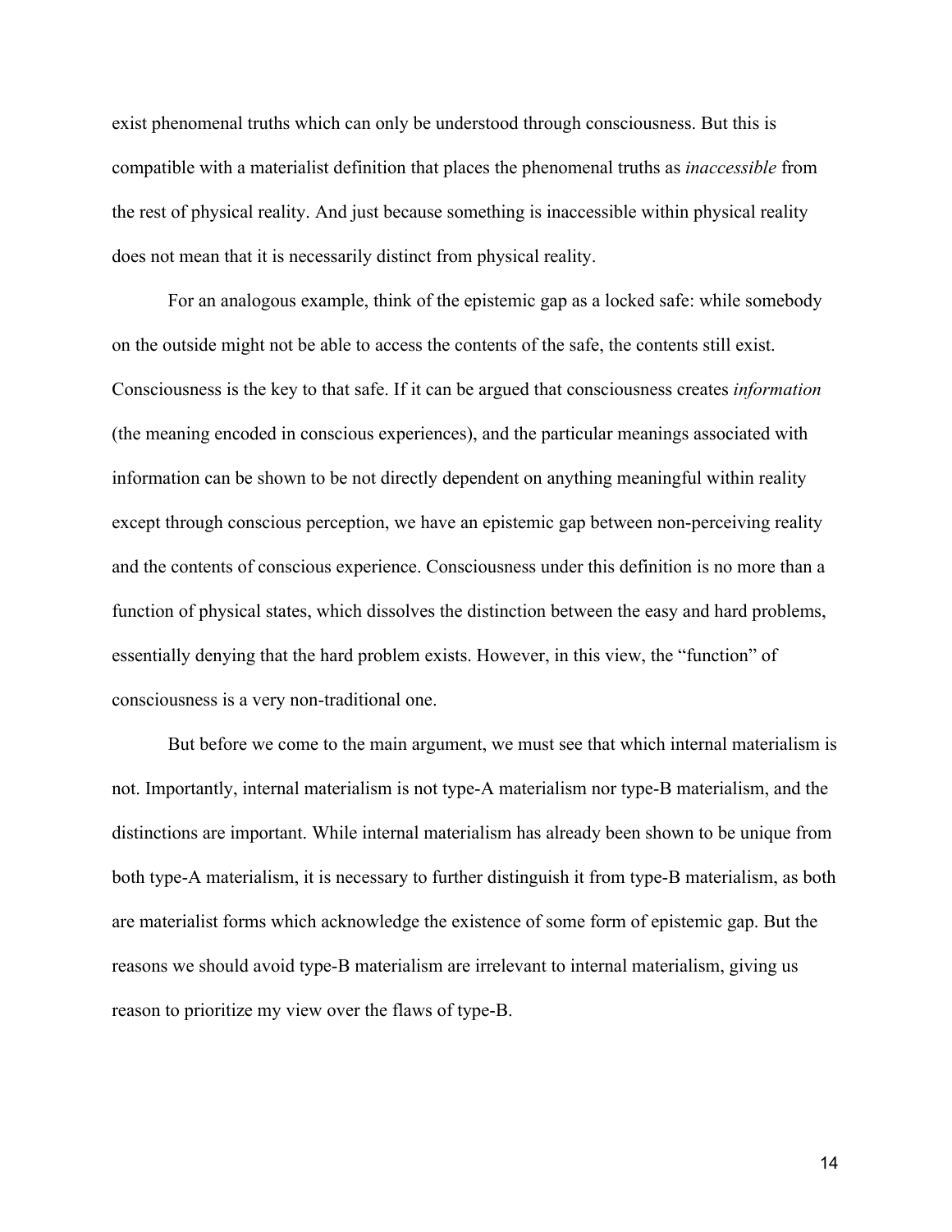exist phenomenal truths which can only be understood through consciousness. But this is compatible with a materialist definition that places the phenomenal truths as *inaccessible* from the rest of physical reality. And just because something is inaccessible within physical reality does not mean that it is necessarily distinct from physical reality.

For an analogous example, think of the epistemic gap as a locked safe: while somebody on the outside might not be able to access the contents of the safe, the contents still exist. Consciousness is the key to that safe. If it can be argued that consciousness creates *information* (the meaning encoded in conscious experiences), and the particular meanings associated with information can be shown to be not directly dependent on anything meaningful within reality except through conscious perception, we have an epistemic gap between non-perceiving reality and the contents of conscious experience. Consciousness under this definition is no more than a function of physical states, which dissolves the distinction between the easy and hard problems, essentially denying that the hard problem exists. However, in this view, the "function" of consciousness is a very non-traditional one.

But before we come to the main argument, we must see that which internal materialism is not. Importantly, internal materialism is not type-A materialism nor type-B materialism, and the distinctions are important. While internal materialism has already been shown to be unique from both type-A materialism, it is necessary to further distinguish it from type-B materialism, as both are materialist forms which acknowledge the existence of some form of epistemic gap. But the reasons we should avoid type-B materialism are irrelevant to internal materialism, giving us reason to prioritize my view over the flaws of type-B.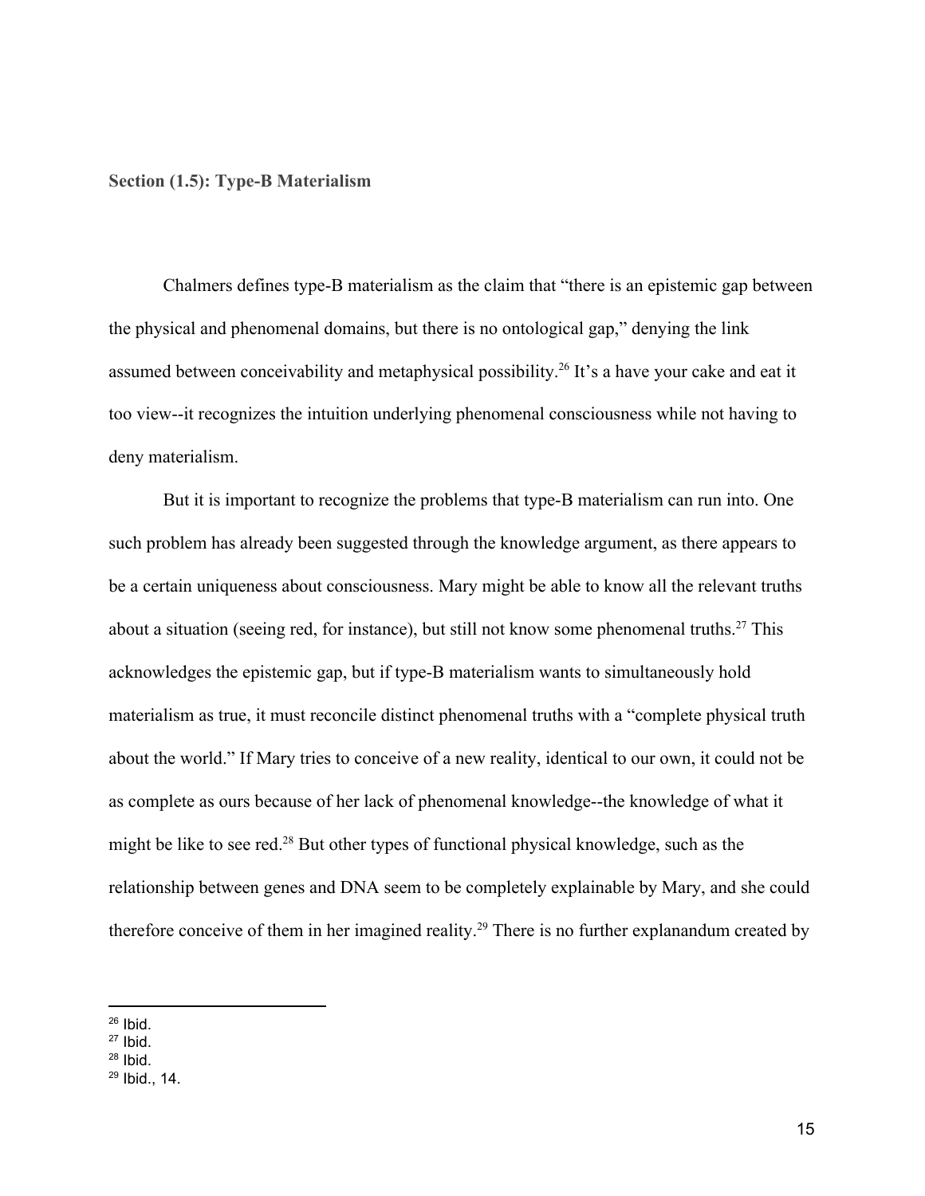### Section (1.5): Type-B Materialism

Chalmers defines type-B materialism as the claim that "there is an epistemic gap between the physical and phenomenal domains, but there is no ontological gap," denying the link assumed between conceivability and metaphysical possibility.[26] It's a have your cake and eat it too view--it recognizes the intuition underlying phenomenal consciousness while not having to deny materialism.

But it is important to recognize the problems that type-B materialism can run into. One such problem has already been suggested through the knowledge argument, as there appears to be a certain uniqueness about consciousness. Mary might be able to know all the relevant truths about a situation (seeing red, for instance), but still not know some phenomenal truths.[27] This acknowledges the epistemic gap, but if type-B materialism wants to simultaneously hold materialism as true, it must reconcile distinct phenomenal truths with a "complete physical truth about the world." If Mary tries to conceive of a new reality, identical to our own, it could not be as complete as ours because of her lack of phenomenal knowledge--the knowledge of what it might be like to see red.[28] But other types of functional physical knowledge, such as the relationship between genes and DNA seem to be completely explainable by Mary, and she could therefore conceive of them in her imagined reality.[29] There is no further explanandum created by

---

[26] Ibid.
[27] Ibid.
[28] Ibid.
[29] Ibid., 14.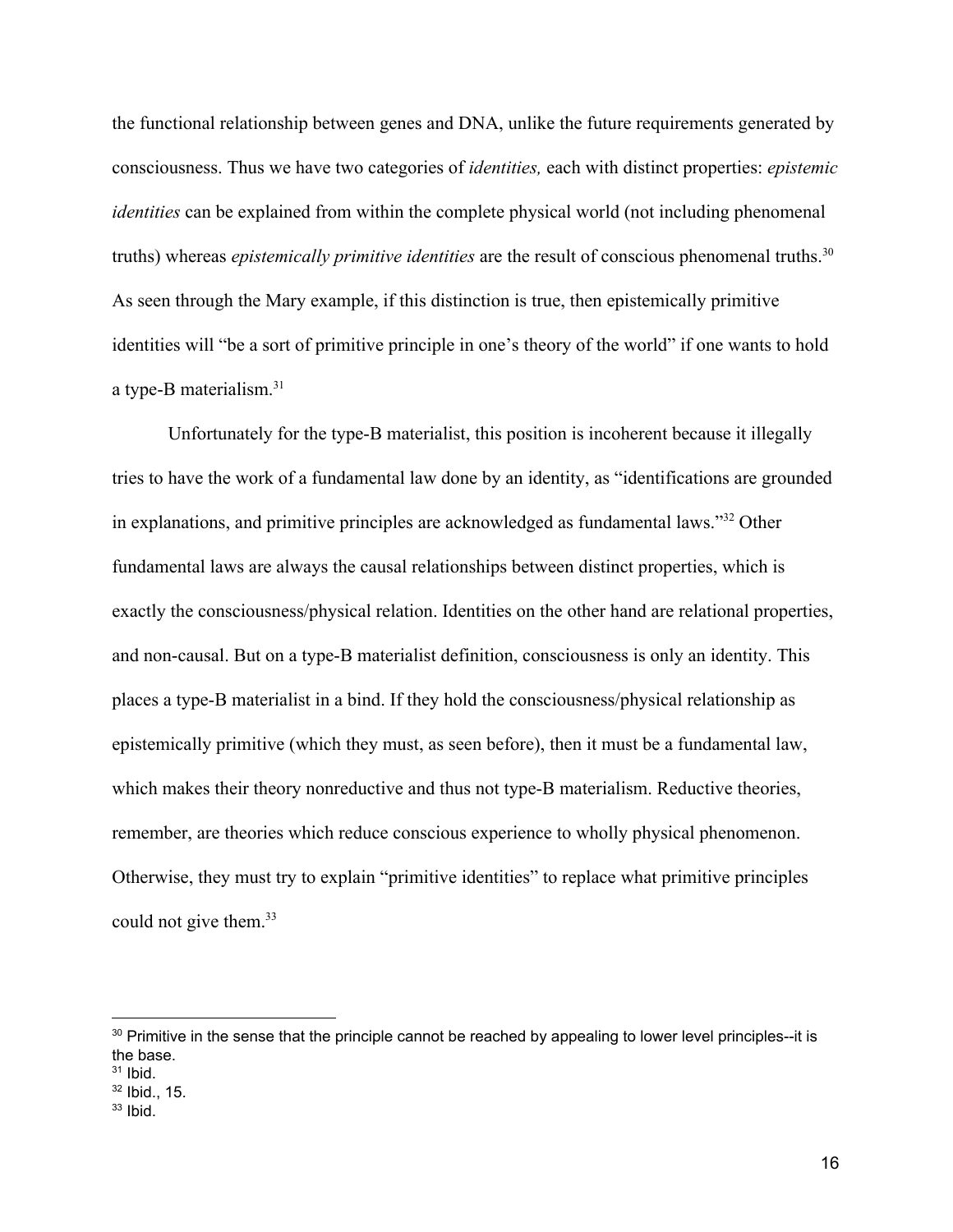the functional relationship between genes and DNA, unlike the future requirements generated by consciousness. Thus we have two categories of *identities,* each with distinct properties: *epistemic identities* can be explained from within the complete physical world (not including phenomenal truths) whereas *epistemically primitive identities* are the result of conscious phenomenal truths.[30] As seen through the Mary example, if this distinction is true, then epistemically primitive identities will "be a sort of primitive principle in one's theory of the world" if one wants to hold a type-B materialism.[31]

Unfortunately for the type-B materialist, this position is incoherent because it illegally tries to have the work of a fundamental law done by an identity, as "identifications are grounded in explanations, and primitive principles are acknowledged as fundamental laws."[32] Other fundamental laws are always the causal relationships between distinct properties, which is exactly the consciousness/physical relation. Identities on the other hand are relational properties, and non-causal. But on a type-B materialist definition, consciousness is only an identity. This places a type-B materialist in a bind. If they hold the consciousness/physical relationship as epistemically primitive (which they must, as seen before), then it must be a fundamental law, which makes their theory nonreductive and thus not type-B materialism. Reductive theories, remember, are theories which reduce conscious experience to wholly physical phenomenon. Otherwise, they must try to explain "primitive identities" to replace what primitive principles could not give them.[33]

[30] Primitive in the sense that the principle cannot be reached by appealing to lower level principles--it is the base.

[31] Ibid.

[32] Ibid., 15.

[33] Ibid.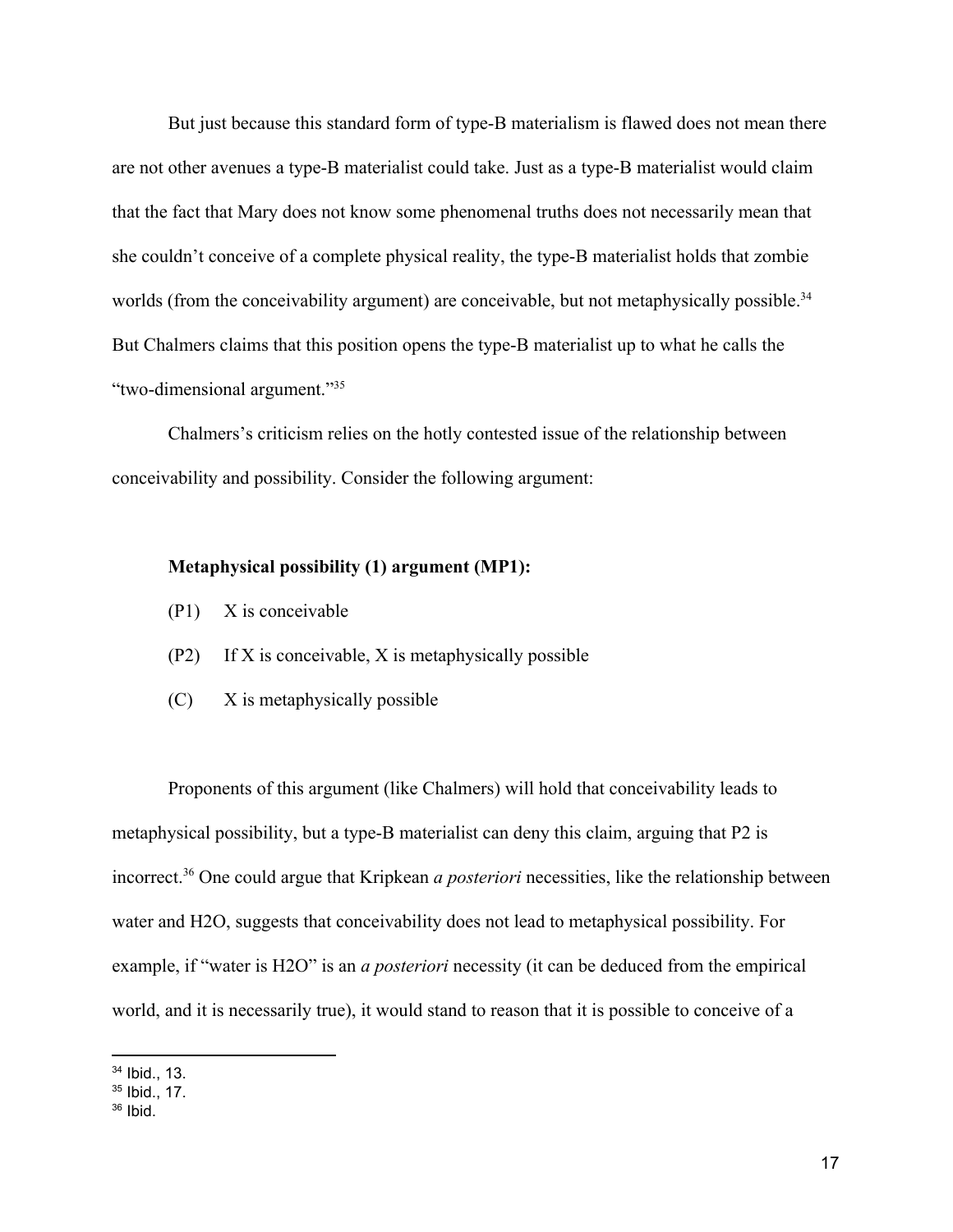But just because this standard form of type-B materialism is flawed does not mean there are not other avenues a type-B materialist could take. Just as a type-B materialist would claim that the fact that Mary does not know some phenomenal truths does not necessarily mean that she couldn't conceive of a complete physical reality, the type-B materialist holds that zombie worlds (from the conceivability argument) are conceivable, but not metaphysically possible.[34] But Chalmers claims that this position opens the type-B materialist up to what he calls the "two-dimensional argument."[35]

Chalmers's criticism relies on the hotly contested issue of the relationship between conceivability and possibility. Consider the following argument:

**Metaphysical possibility (1) argument (MP1):**

(P1) X is conceivable

(P2) If X is conceivable, X is metaphysically possible

(C) X is metaphysically possible

Proponents of this argument (like Chalmers) will hold that conceivability leads to metaphysical possibility, but a type-B materialist can deny this claim, arguing that P2 is incorrect.[36] One could argue that Kripkean *a posteriori* necessities, like the relationship between water and H2O, suggests that conceivability does not lead to metaphysical possibility. For example, if "water is H2O" is an *a posteriori* necessity (it can be deduced from the empirical world, and it is necessarily true), it would stand to reason that it is possible to conceive of a

---

[34] Ibid., 13.

[35] Ibid., 17.

[36] Ibid.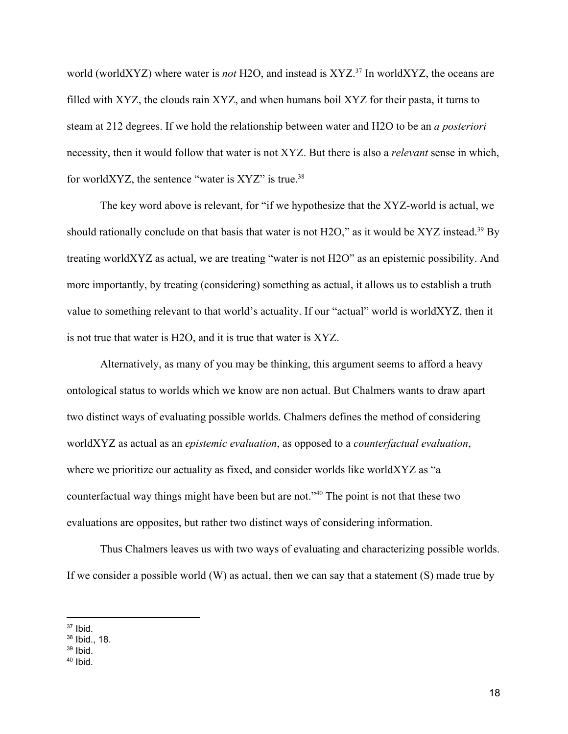world (worldXYZ) where water is *not* $H_2O$, and instead is XYZ.[37] In worldXYZ, the oceans are filled with XYZ, the clouds rain XYZ, and when humans boil XYZ for their pasta, it turns to steam at 212 degrees. If we hold the relationship between water and $H_2O$ to be an *a posteriori* necessity, then it would follow that water is not XYZ. But there is also a *relevant* sense in which, for worldXYZ, the sentence "water is XYZ" is true.[38]

The key word above is relevant, for "if we hypothesize that the XYZ-world is actual, we should rationally conclude on that basis that water is not $H_2O$," as it would be XYZ instead.[39] By treating worldXYZ as actual, we are treating "water is not $H_2O$" as an epistemic possibility. And more importantly, by treating (considering) something as actual, it allows us to establish a truth value to something relevant to that world's actuality. If our "actual" world is worldXYZ, then it is not true that water is $H_2O$, and it is true that water is XYZ.

Alternatively, as many of you may be thinking, this argument seems to afford a heavy ontological status to worlds which we know are non actual. But Chalmers wants to draw apart two distinct ways of evaluating possible worlds. Chalmers defines the method of considering worldXYZ as actual as an *epistemic evaluation*, as opposed to a *counterfactual evaluation*, where we prioritize our actuality as fixed, and consider worlds like worldXYZ as "a counterfactual way things might have been but are not."[40] The point is not that these two evaluations are opposites, but rather two distinct ways of considering information.

Thus Chalmers leaves us with two ways of evaluating and characterizing possible worlds. If we consider a possible world (W) as actual, then we can say that a statement (S) made true by

---

[37] Ibid.

[38] Ibid., 18.

[39] Ibid.

[40] Ibid.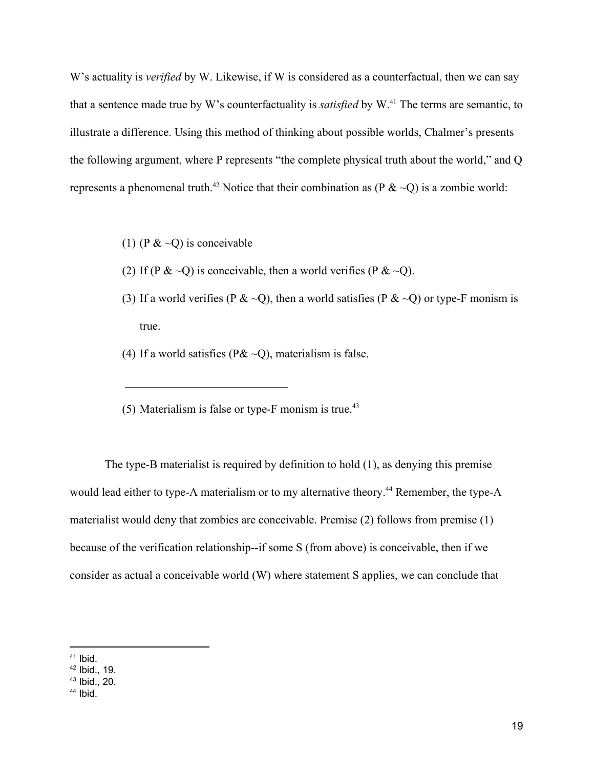W's actuality is *verified* by W. Likewise, if W is considered as a counterfactual, then we can say that a sentence made true by W's counterfactuality is *satisfied* by W.[41] The terms are semantic, to illustrate a difference. Using this method of thinking about possible worlds, Chalmer's presents the following argument, where P represents "the complete physical truth about the world," and Q represents a phenomenal truth.[42] Notice that their combination as (P & ~Q) is a zombie world:

(1) (P & ~Q) is conceivable

(2) If (P & ~Q) is conceivable, then a world verifies (P & ~Q).

(3) If a world verifies (P & ~Q), then a world satisfies (P & ~Q) or type-F monism is true.

(4) If a world satisfies (P& ~Q), materialism is false.

---

(5) Materialism is false or type-F monism is true.[43]

The type-B materialist is required by definition to hold (1), as denying this premise would lead either to type-A materialism or to my alternative theory.[44] Remember, the type-A materialist would deny that zombies are conceivable. Premise (2) follows from premise (1) because of the verification relationship--if some S (from above) is conceivable, then if we consider as actual a conceivable world (W) where statement S applies, we can conclude that

---

[41] Ibid.

[42] Ibid., 19.

[43] Ibid., 20.

[44] Ibid.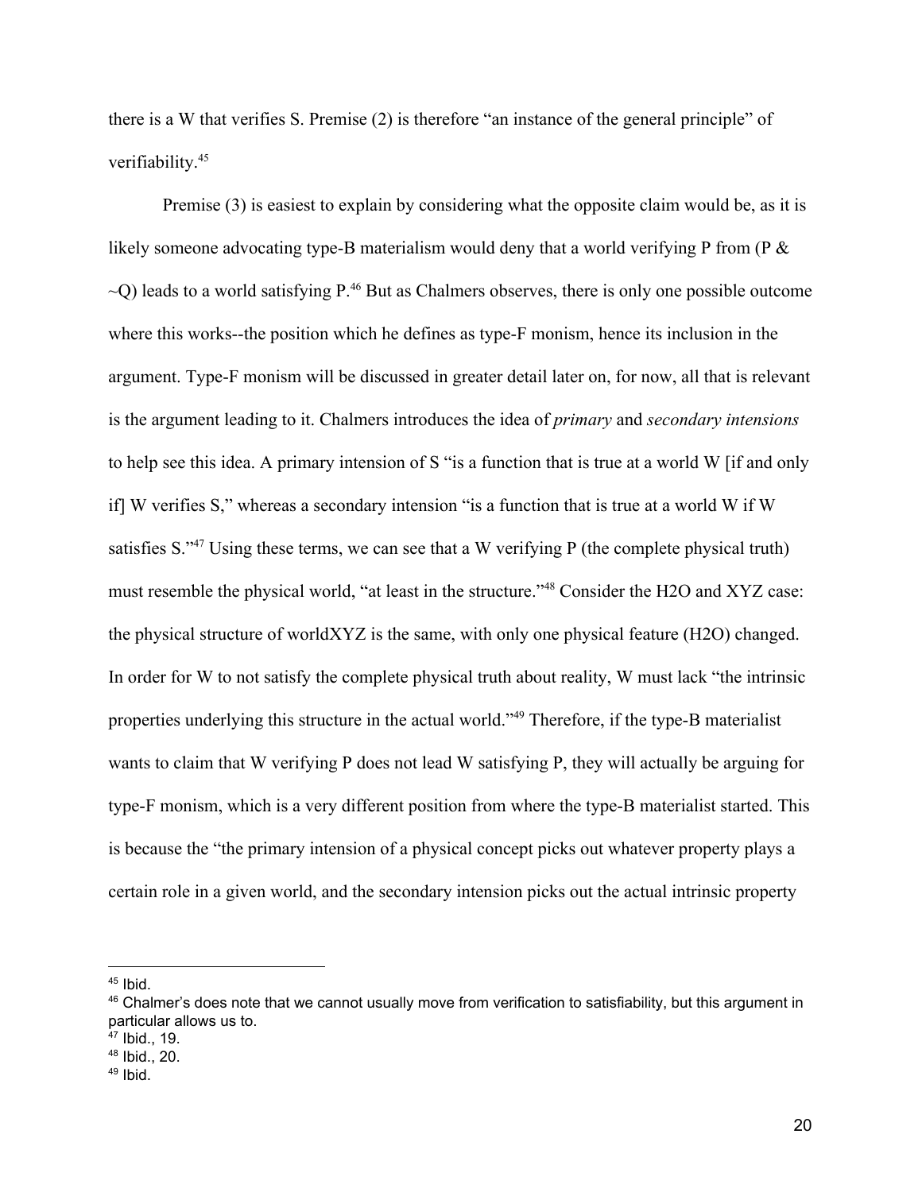there is a W that verifies S. Premise (2) is therefore "an instance of the general principle" of verifiability.[45]

Premise (3) is easiest to explain by considering what the opposite claim would be, as it is likely someone advocating type-B materialism would deny that a world verifying P from (P & ~Q) leads to a world satisfying P.[46] But as Chalmers observes, there is only one possible outcome where this works--the position which he defines as type-F monism, hence its inclusion in the argument. Type-F monism will be discussed in greater detail later on, for now, all that is relevant is the argument leading to it. Chalmers introduces the idea of *primary* and *secondary intensions* to help see this idea. A primary intension of S "is a function that is true at a world W [if and only if] W verifies S," whereas a secondary intension "is a function that is true at a world W if W satisfies S."[47] Using these terms, we can see that a W verifying P (the complete physical truth) must resemble the physical world, "at least in the structure."[48] Consider the H2O and XYZ case: the physical structure of worldXYZ is the same, with only one physical feature (H2O) changed. In order for W to not satisfy the complete physical truth about reality, W must lack "the intrinsic properties underlying this structure in the actual world."[49] Therefore, if the type-B materialist wants to claim that W verifying P does not lead W satisfying P, they will actually be arguing for type-F monism, which is a very different position from where the type-B materialist started. This is because the "the primary intension of a physical concept picks out whatever property plays a certain role in a given world, and the secondary intension picks out the actual intrinsic property

---

[45] Ibid.

[46] Chalmer's does note that we cannot usually move from verification to satisfiability, but this argument in particular allows us to.

[47] Ibid., 19.

[48] Ibid., 20.

[49] Ibid.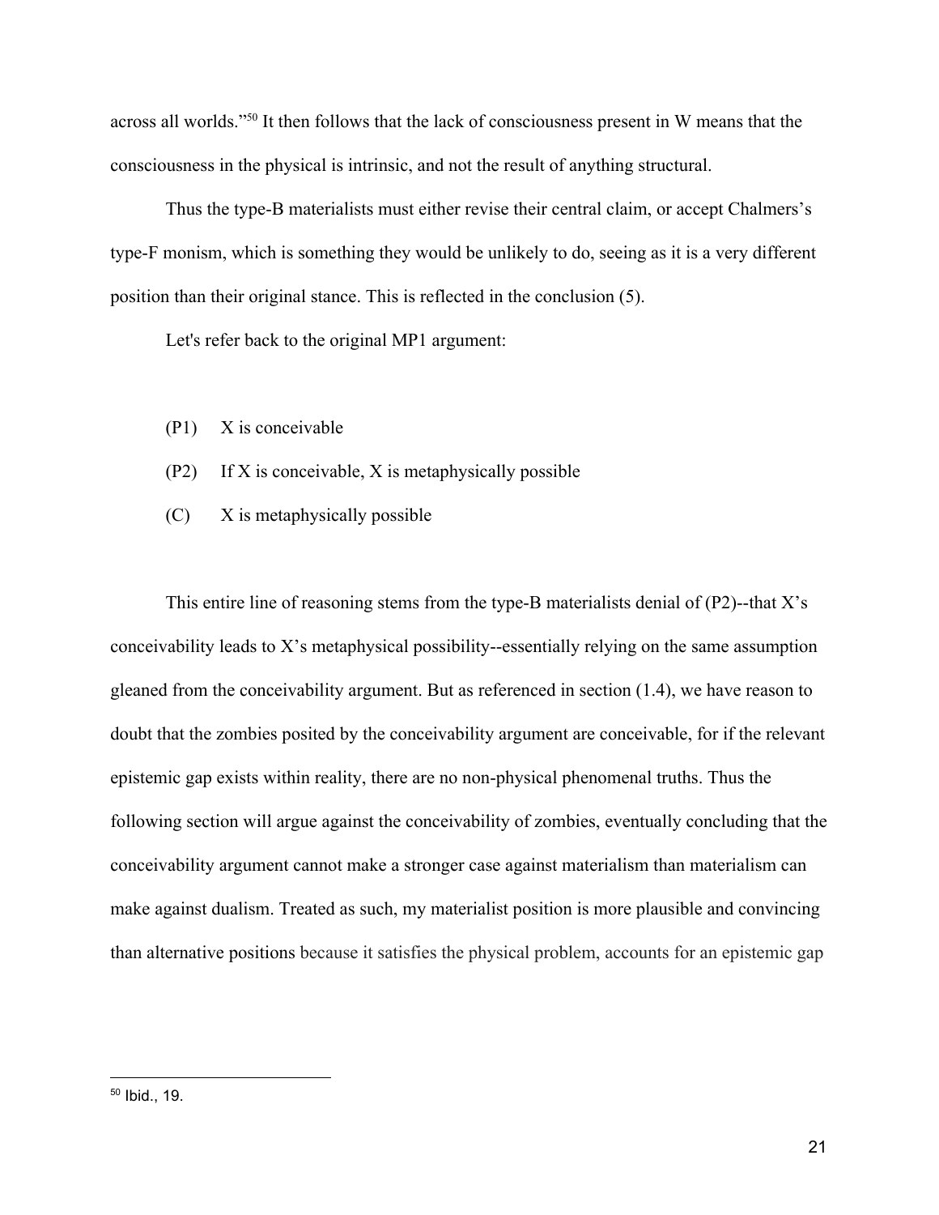across all worlds."[50] It then follows that the lack of consciousness present in W means that the consciousness in the physical is intrinsic, and not the result of anything structural.

Thus the type-B materialists must either revise their central claim, or accept Chalmers's type-F monism, which is something they would be unlikely to do, seeing as it is a very different position than their original stance. This is reflected in the conclusion (5).

Let's refer back to the original MP1 argument:

(P1) X is conceivable

(P2) If X is conceivable, X is metaphysically possible

(C) X is metaphysically possible

This entire line of reasoning stems from the type-B materialists denial of (P2)--that X's conceivability leads to X's metaphysical possibility--essentially relying on the same assumption gleaned from the conceivability argument. But as referenced in section (1.4), we have reason to doubt that the zombies posited by the conceivability argument are conceivable, for if the relevant epistemic gap exists within reality, there are no non-physical phenomenal truths. Thus the following section will argue against the conceivability of zombies, eventually concluding that the conceivability argument cannot make a stronger case against materialism than materialism can make against dualism. Treated as such, my materialist position is more plausible and convincing than alternative positions because it satisfies the physical problem, accounts for an epistemic gap

---

[50] Ibid., 19.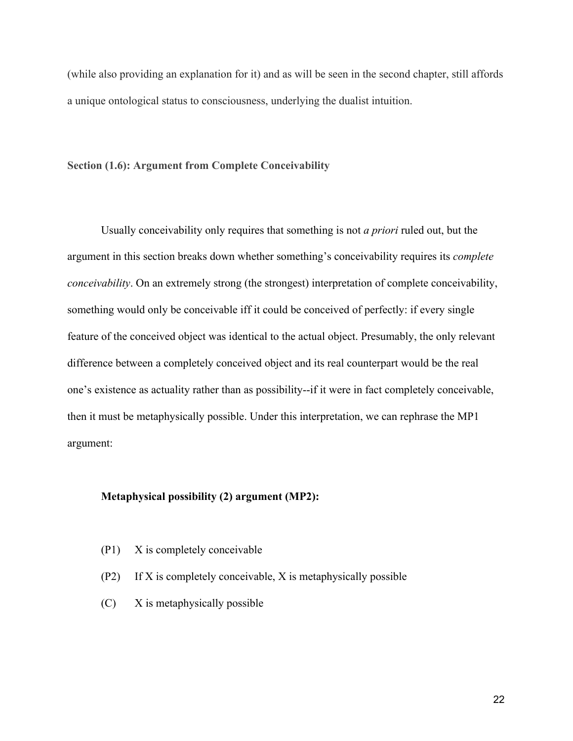(while also providing an explanation for it) and as will be seen in the second chapter, still affords a unique ontological status to consciousness, underlying the dualist intuition.

### Section (1.6): Argument from Complete Conceivability

Usually conceivability only requires that something is not *a priori* ruled out, but the argument in this section breaks down whether something's conceivability requires its *complete conceivability*. On an extremely strong (the strongest) interpretation of complete conceivability, something would only be conceivable iff it could be conceived of perfectly: if every single feature of the conceived object was identical to the actual object. Presumably, the only relevant difference between a completely conceived object and its real counterpart would be the real one's existence as actuality rather than as possibility--if it were in fact completely conceivable, then it must be metaphysically possible. Under this interpretation, we can rephrase the MP1 argument:

**Metaphysical possibility (2) argument (MP2):**

(P1) X is completely conceivable

(P2) If X is completely conceivable, X is metaphysically possible

(C) X is metaphysically possible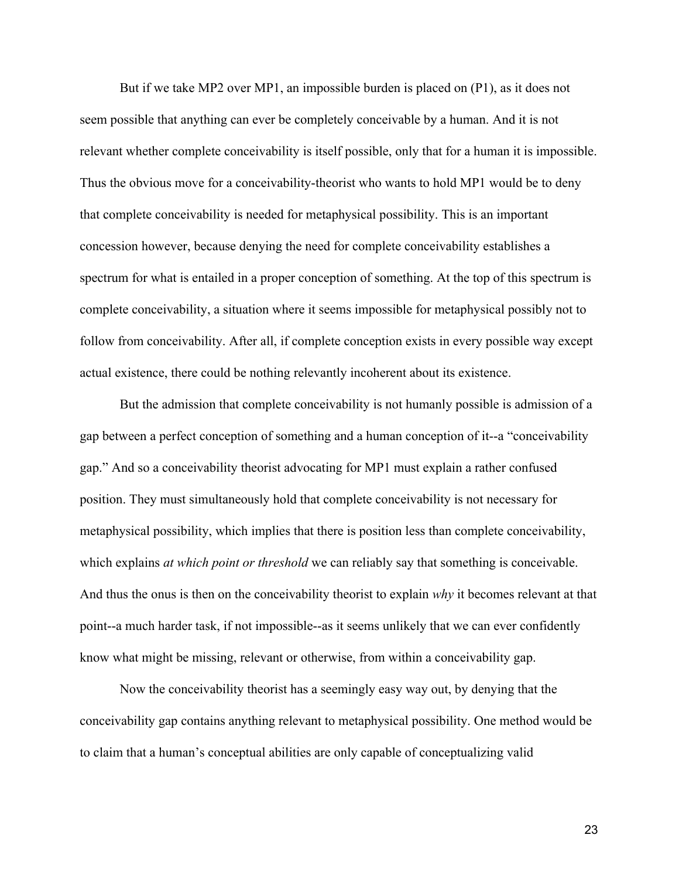But if we take MP2 over MP1, an impossible burden is placed on (P1), as it does not seem possible that anything can ever be completely conceivable by a human. And it is not relevant whether complete conceivability is itself possible, only that for a human it is impossible. Thus the obvious move for a conceivability-theorist who wants to hold MP1 would be to deny that complete conceivability is needed for metaphysical possibility. This is an important concession however, because denying the need for complete conceivability establishes a spectrum for what is entailed in a proper conception of something. At the top of this spectrum is complete conceivability, a situation where it seems impossible for metaphysical possibly not to follow from conceivability. After all, if complete conception exists in every possible way except actual existence, there could be nothing relevantly incoherent about its existence.

But the admission that complete conceivability is not humanly possible is admission of a gap between a perfect conception of something and a human conception of it--a "conceivability gap." And so a conceivability theorist advocating for MP1 must explain a rather confused position. They must simultaneously hold that complete conceivability is not necessary for metaphysical possibility, which implies that there is position less than complete conceivability, which explains *at which point or threshold* we can reliably say that something is conceivable. And thus the onus is then on the conceivability theorist to explain *why* it becomes relevant at that point--a much harder task, if not impossible--as it seems unlikely that we can ever confidently know what might be missing, relevant or otherwise, from within a conceivability gap.

Now the conceivability theorist has a seemingly easy way out, by denying that the conceivability gap contains anything relevant to metaphysical possibility. One method would be to claim that a human's conceptual abilities are only capable of conceptualizing valid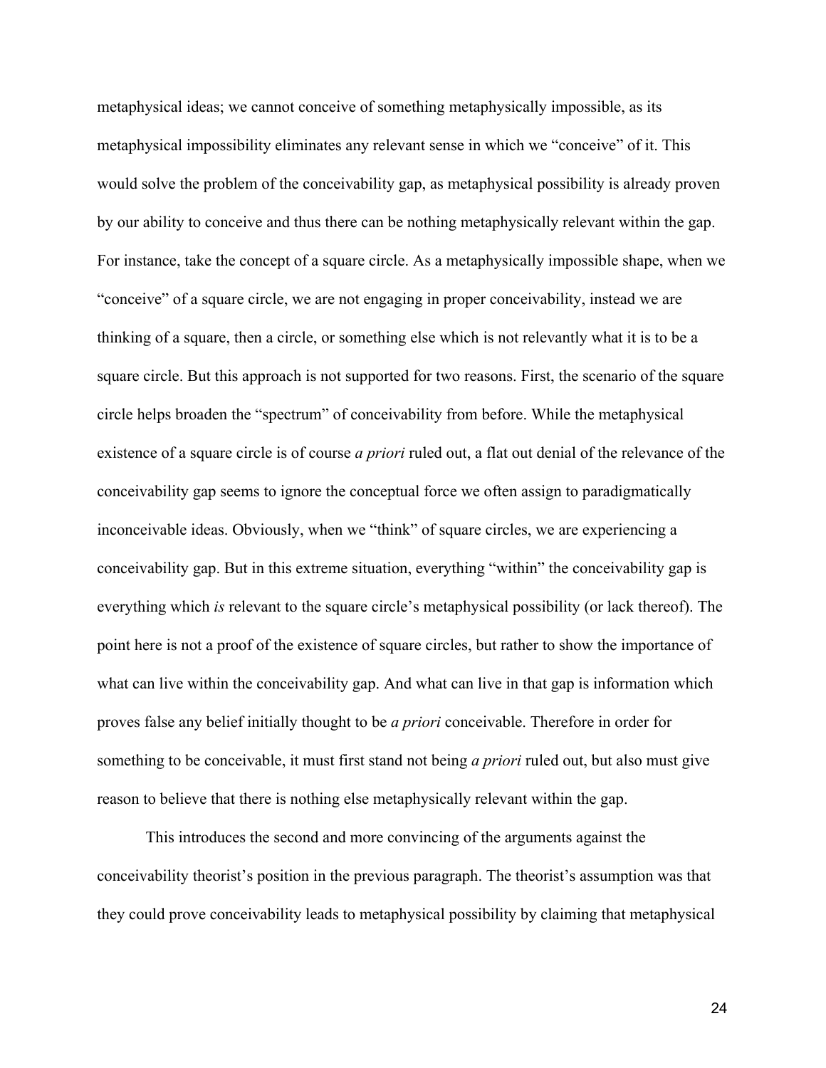metaphysical ideas; we cannot conceive of something metaphysically impossible, as its metaphysical impossibility eliminates any relevant sense in which we "conceive" of it. This would solve the problem of the conceivability gap, as metaphysical possibility is already proven by our ability to conceive and thus there can be nothing metaphysically relevant within the gap. For instance, take the concept of a square circle. As a metaphysically impossible shape, when we "conceive" of a square circle, we are not engaging in proper conceivability, instead we are thinking of a square, then a circle, or something else which is not relevantly what it is to be a square circle. But this approach is not supported for two reasons. First, the scenario of the square circle helps broaden the "spectrum" of conceivability from before. While the metaphysical existence of a square circle is of course *a priori* ruled out, a flat out denial of the relevance of the conceivability gap seems to ignore the conceptual force we often assign to paradigmatically inconceivable ideas. Obviously, when we "think" of square circles, we are experiencing a conceivability gap. But in this extreme situation, everything "within" the conceivability gap is everything which *is* relevant to the square circle's metaphysical possibility (or lack thereof). The point here is not a proof of the existence of square circles, but rather to show the importance of what can live within the conceivability gap. And what can live in that gap is information which proves false any belief initially thought to be *a priori* conceivable. Therefore in order for something to be conceivable, it must first stand not being *a priori* ruled out, but also must give reason to believe that there is nothing else metaphysically relevant within the gap.

This introduces the second and more convincing of the arguments against the conceivability theorist's position in the previous paragraph. The theorist's assumption was that they could prove conceivability leads to metaphysical possibility by claiming that metaphysical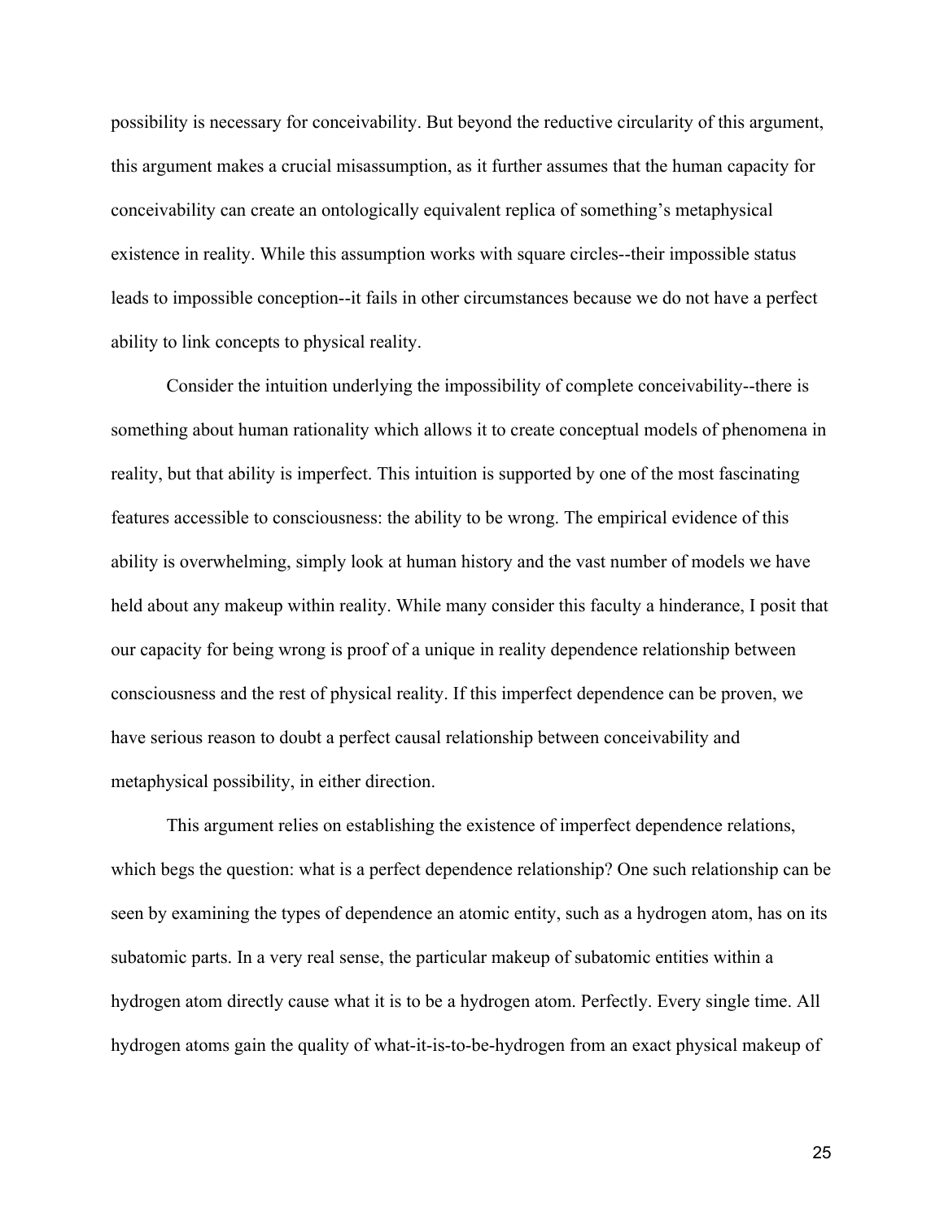possibility is necessary for conceivability. But beyond the reductive circularity of this argument, this argument makes a crucial misassumption, as it further assumes that the human capacity for conceivability can create an ontologically equivalent replica of something's metaphysical existence in reality. While this assumption works with square circles--their impossible status leads to impossible conception--it fails in other circumstances because we do not have a perfect ability to link concepts to physical reality.

Consider the intuition underlying the impossibility of complete conceivability--there is something about human rationality which allows it to create conceptual models of phenomena in reality, but that ability is imperfect. This intuition is supported by one of the most fascinating features accessible to consciousness: the ability to be wrong. The empirical evidence of this ability is overwhelming, simply look at human history and the vast number of models we have held about any makeup within reality. While many consider this faculty a hinderance, I posit that our capacity for being wrong is proof of a unique in reality dependence relationship between consciousness and the rest of physical reality. If this imperfect dependence can be proven, we have serious reason to doubt a perfect causal relationship between conceivability and metaphysical possibility, in either direction.

This argument relies on establishing the existence of imperfect dependence relations, which begs the question: what is a perfect dependence relationship? One such relationship can be seen by examining the types of dependence an atomic entity, such as a hydrogen atom, has on its subatomic parts. In a very real sense, the particular makeup of subatomic entities within a hydrogen atom directly cause what it is to be a hydrogen atom. Perfectly. Every single time. All hydrogen atoms gain the quality of what-it-is-to-be-hydrogen from an exact physical makeup of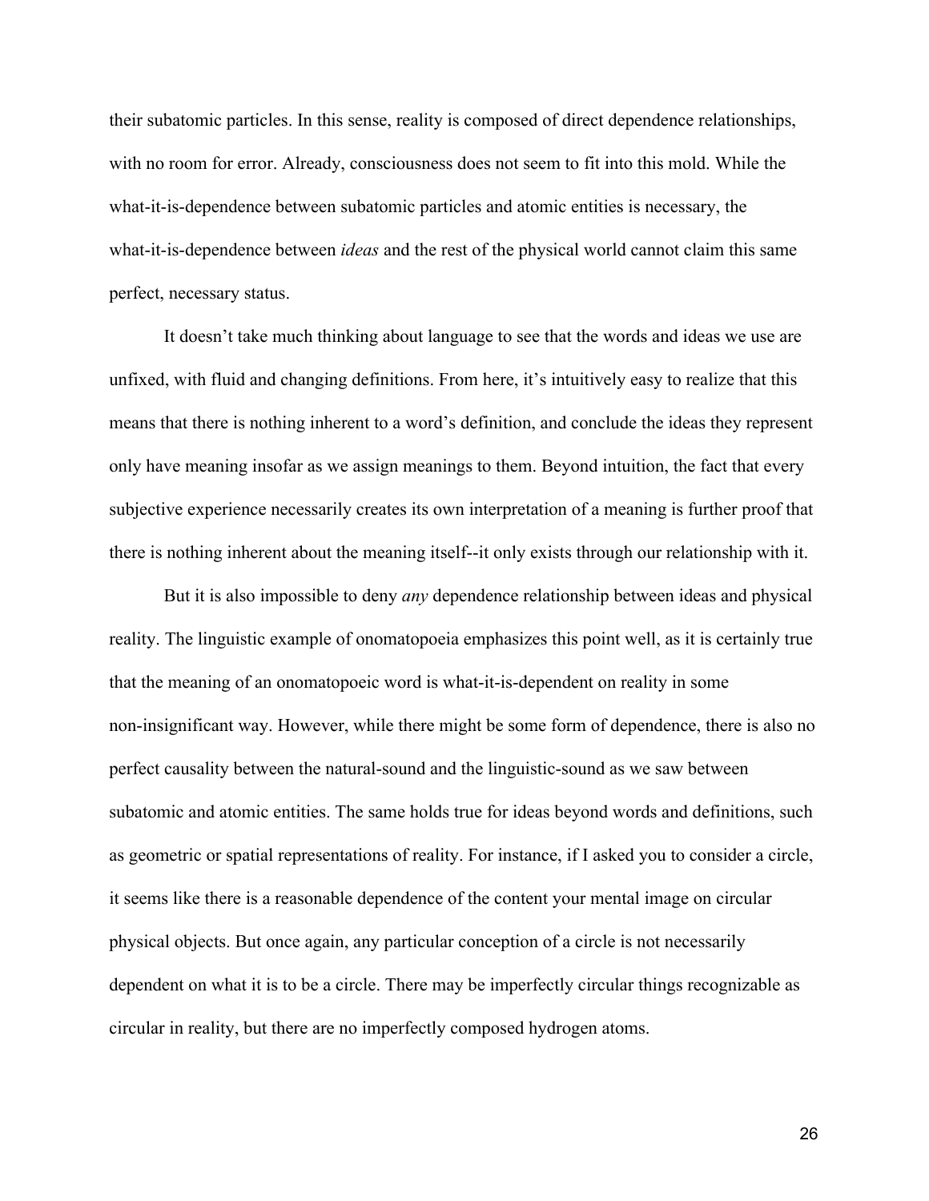their subatomic particles. In this sense, reality is composed of direct dependence relationships, with no room for error. Already, consciousness does not seem to fit into this mold. While the what-it-is-dependence between subatomic particles and atomic entities is necessary, the what-it-is-dependence between *ideas* and the rest of the physical world cannot claim this same perfect, necessary status.

It doesn't take much thinking about language to see that the words and ideas we use are unfixed, with fluid and changing definitions. From here, it's intuitively easy to realize that this means that there is nothing inherent to a word's definition, and conclude the ideas they represent only have meaning insofar as we assign meanings to them. Beyond intuition, the fact that every subjective experience necessarily creates its own interpretation of a meaning is further proof that there is nothing inherent about the meaning itself--it only exists through our relationship with it.

But it is also impossible to deny *any* dependence relationship between ideas and physical reality. The linguistic example of onomatopoeia emphasizes this point well, as it is certainly true that the meaning of an onomatopoeic word is what-it-is-dependent on reality in some non-insignificant way. However, while there might be some form of dependence, there is also no perfect causality between the natural-sound and the linguistic-sound as we saw between subatomic and atomic entities. The same holds true for ideas beyond words and definitions, such as geometric or spatial representations of reality. For instance, if I asked you to consider a circle, it seems like there is a reasonable dependence of the content your mental image on circular physical objects. But once again, any particular conception of a circle is not necessarily dependent on what it is to be a circle. There may be imperfectly circular things recognizable as circular in reality, but there are no imperfectly composed hydrogen atoms.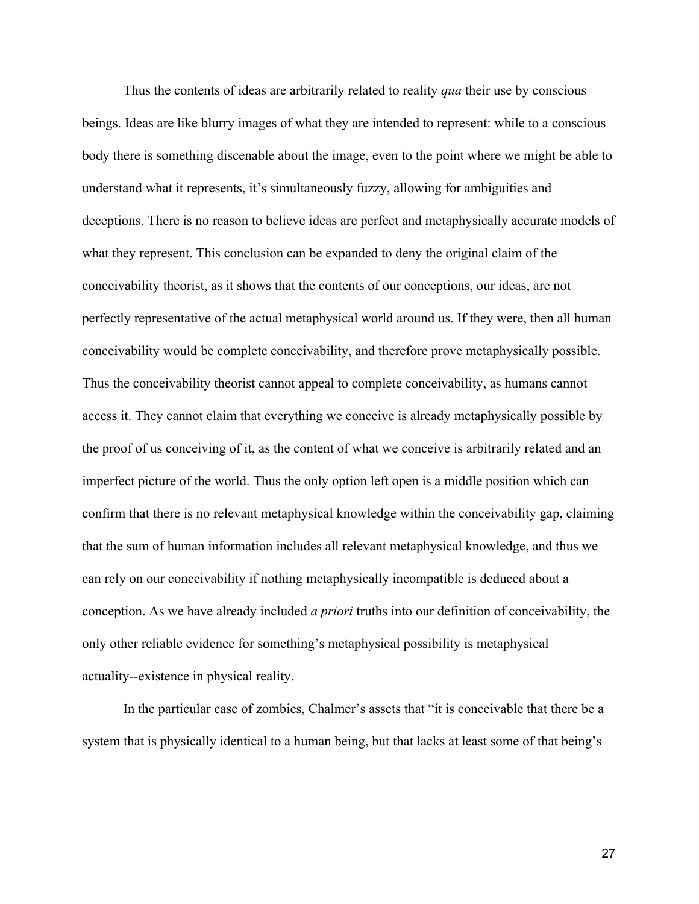Thus the contents of ideas are arbitrarily related to reality *qua* their use by conscious beings. Ideas are like blurry images of what they are intended to represent: while to a conscious body there is something discenable about the image, even to the point where we might be able to understand what it represents, it's simultaneously fuzzy, allowing for ambiguities and deceptions. There is no reason to believe ideas are perfect and metaphysically accurate models of what they represent. This conclusion can be expanded to deny the original claim of the conceivability theorist, as it shows that the contents of our conceptions, our ideas, are not perfectly representative of the actual metaphysical world around us. If they were, then all human conceivability would be complete conceivability, and therefore prove metaphysically possible. Thus the conceivability theorist cannot appeal to complete conceivability, as humans cannot access it. They cannot claim that everything we conceive is already metaphysically possible by the proof of us conceiving of it, as the content of what we conceive is arbitrarily related and an imperfect picture of the world. Thus the only option left open is a middle position which can confirm that there is no relevant metaphysical knowledge within the conceivability gap, claiming that the sum of human information includes all relevant metaphysical knowledge, and thus we can rely on our conceivability if nothing metaphysically incompatible is deduced about a conception. As we have already included *a priori* truths into our definition of conceivability, the only other reliable evidence for something's metaphysical possibility is metaphysical actuality--existence in physical reality.

In the particular case of zombies, Chalmer's assets that "it is conceivable that there be a system that is physically identical to a human being, but that lacks at least some of that being's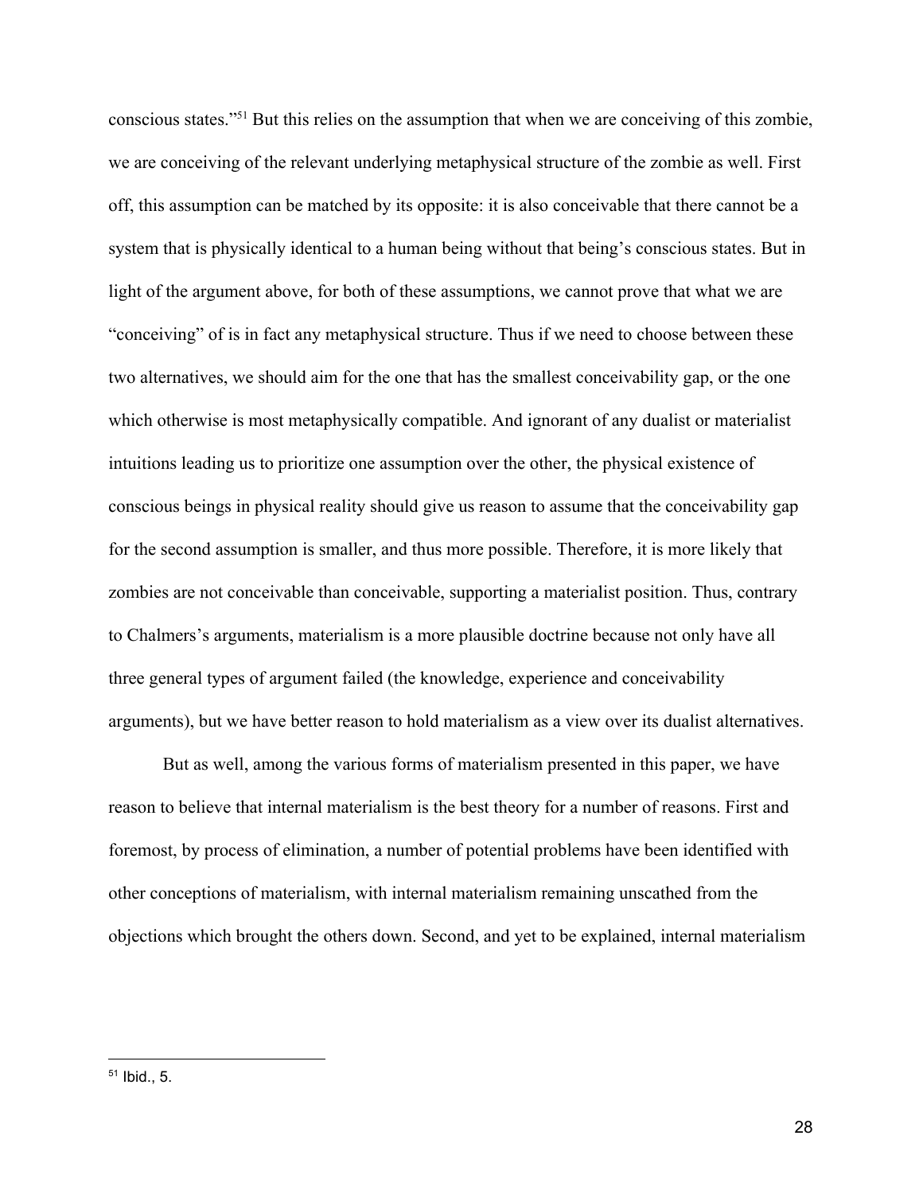conscious states."[51] But this relies on the assumption that when we are conceiving of this zombie, we are conceiving of the relevant underlying metaphysical structure of the zombie as well. First off, this assumption can be matched by its opposite: it is also conceivable that there cannot be a system that is physically identical to a human being without that being's conscious states. But in light of the argument above, for both of these assumptions, we cannot prove that what we are "conceiving" of is in fact any metaphysical structure. Thus if we need to choose between these two alternatives, we should aim for the one that has the smallest conceivability gap, or the one which otherwise is most metaphysically compatible. And ignorant of any dualist or materialist intuitions leading us to prioritize one assumption over the other, the physical existence of conscious beings in physical reality should give us reason to assume that the conceivability gap for the second assumption is smaller, and thus more possible. Therefore, it is more likely that zombies are not conceivable than conceivable, supporting a materialist position. Thus, contrary to Chalmers's arguments, materialism is a more plausible doctrine because not only have all three general types of argument failed (the knowledge, experience and conceivability arguments), but we have better reason to hold materialism as a view over its dualist alternatives.

But as well, among the various forms of materialism presented in this paper, we have reason to believe that internal materialism is the best theory for a number of reasons. First and foremost, by process of elimination, a number of potential problems have been identified with other conceptions of materialism, with internal materialism remaining unscathed from the objections which brought the others down. Second, and yet to be explained, internal materialism

[51] Ibid., 5.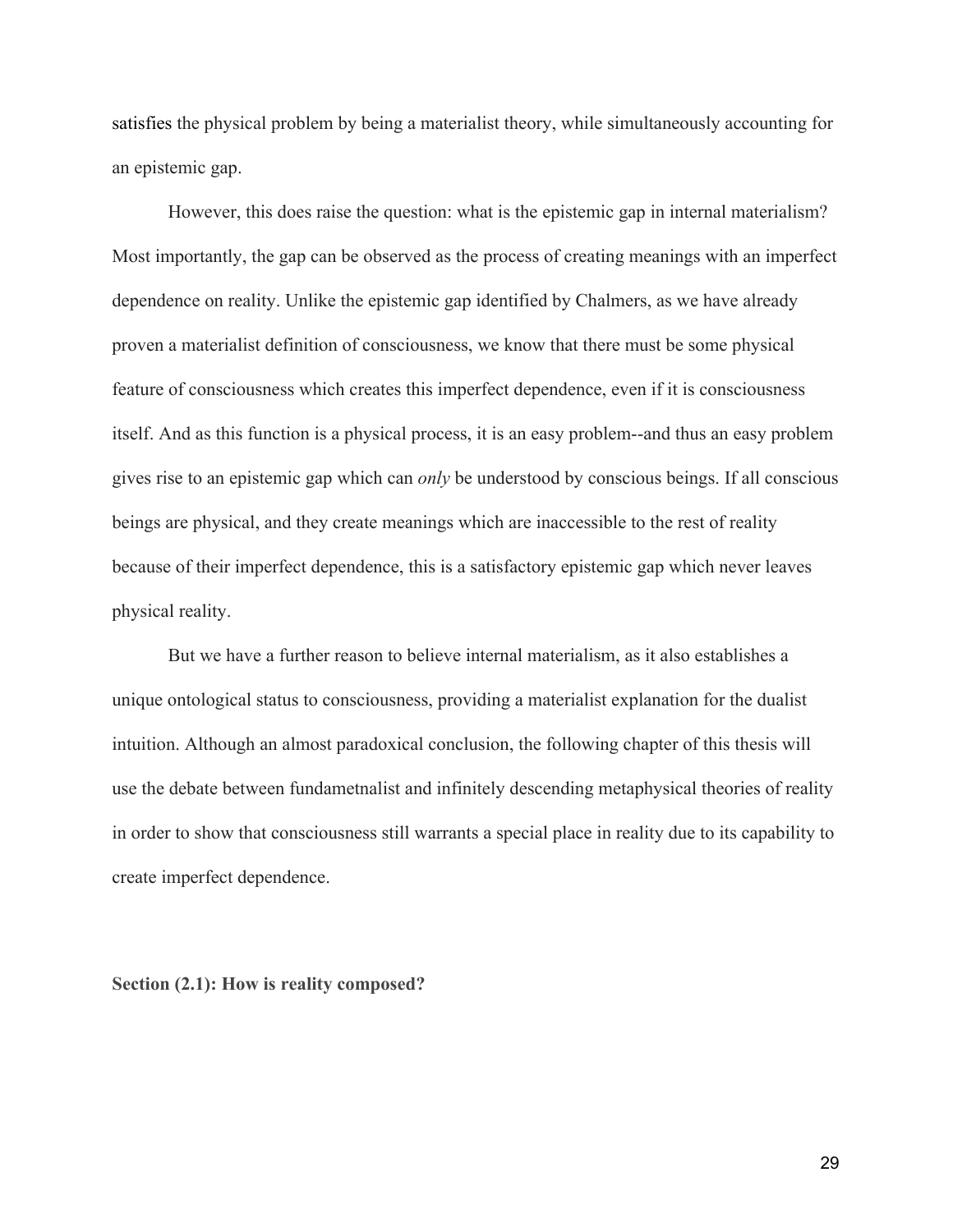satisfies the physical problem by being a materialist theory, while simultaneously accounting for an epistemic gap.

However, this does raise the question: what is the epistemic gap in internal materialism? Most importantly, the gap can be observed as the process of creating meanings with an imperfect dependence on reality. Unlike the epistemic gap identified by Chalmers, as we have already proven a materialist definition of consciousness, we know that there must be some physical feature of consciousness which creates this imperfect dependence, even if it is consciousness itself. And as this function is a physical process, it is an easy problem--and thus an easy problem gives rise to an epistemic gap which can *only* be understood by conscious beings. If all conscious beings are physical, and they create meanings which are inaccessible to the rest of reality because of their imperfect dependence, this is a satisfactory epistemic gap which never leaves physical reality.

But we have a further reason to believe internal materialism, as it also establishes a unique ontological status to consciousness, providing a materialist explanation for the dualist intuition. Although an almost paradoxical conclusion, the following chapter of this thesis will use the debate between fundametnalist and infinitely descending metaphysical theories of reality in order to show that consciousness still warrants a special place in reality due to its capability to create imperfect dependence.

**Section (2.1): How is reality composed?**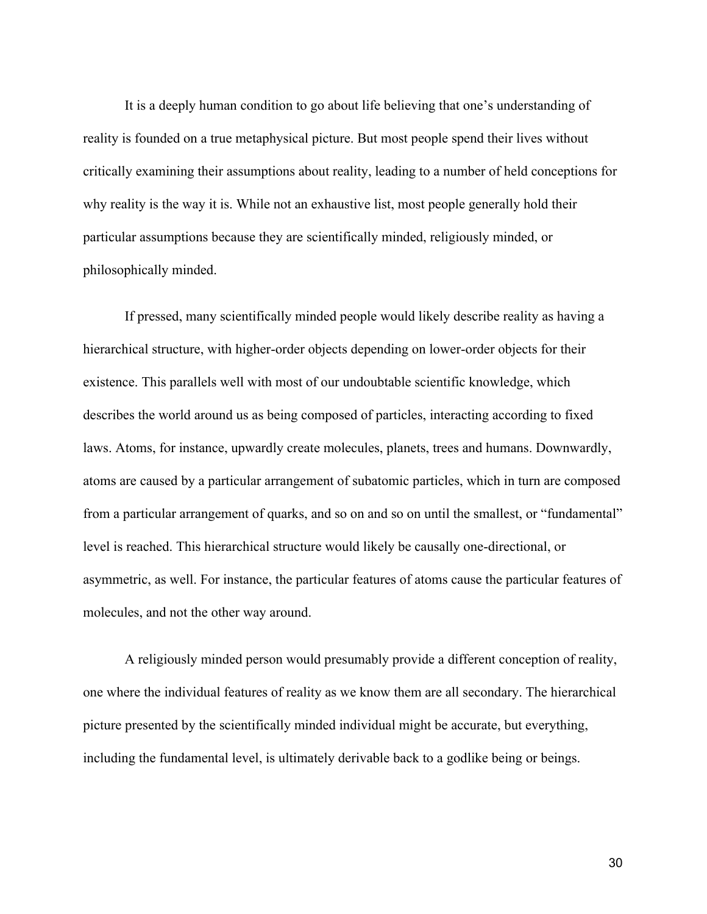It is a deeply human condition to go about life believing that one's understanding of reality is founded on a true metaphysical picture. But most people spend their lives without critically examining their assumptions about reality, leading to a number of held conceptions for why reality is the way it is. While not an exhaustive list, most people generally hold their particular assumptions because they are scientifically minded, religiously minded, or philosophically minded.

If pressed, many scientifically minded people would likely describe reality as having a hierarchical structure, with higher-order objects depending on lower-order objects for their existence. This parallels well with most of our undoubtable scientific knowledge, which describes the world around us as being composed of particles, interacting according to fixed laws. Atoms, for instance, upwardly create molecules, planets, trees and humans. Downwardly, atoms are caused by a particular arrangement of subatomic particles, which in turn are composed from a particular arrangement of quarks, and so on and so on until the smallest, or "fundamental" level is reached. This hierarchical structure would likely be causally one-directional, or asymmetric, as well. For instance, the particular features of atoms cause the particular features of molecules, and not the other way around.

A religiously minded person would presumably provide a different conception of reality, one where the individual features of reality as we know them are all secondary. The hierarchical picture presented by the scientifically minded individual might be accurate, but everything, including the fundamental level, is ultimately derivable back to a godlike being or beings.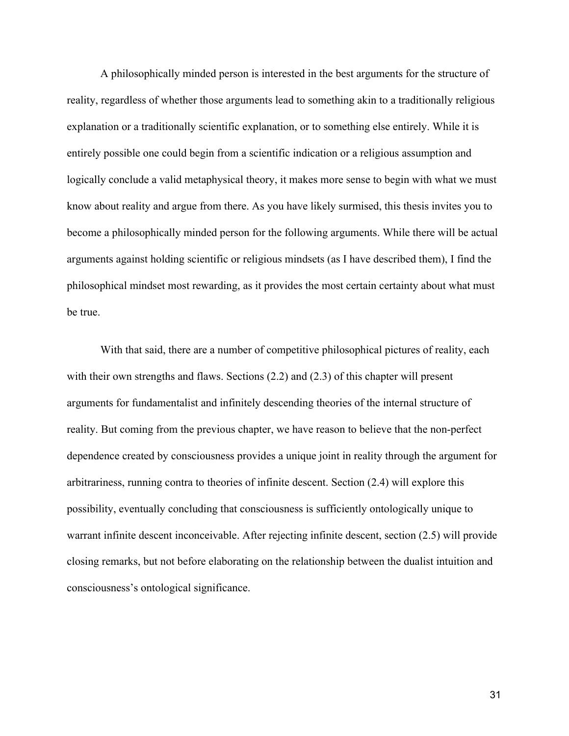A philosophically minded person is interested in the best arguments for the structure of reality, regardless of whether those arguments lead to something akin to a traditionally religious explanation or a traditionally scientific explanation, or to something else entirely. While it is entirely possible one could begin from a scientific indication or a religious assumption and logically conclude a valid metaphysical theory, it makes more sense to begin with what we must know about reality and argue from there. As you have likely surmised, this thesis invites you to become a philosophically minded person for the following arguments. While there will be actual arguments against holding scientific or religious mindsets (as I have described them), I find the philosophical mindset most rewarding, as it provides the most certain certainty about what must be true.

With that said, there are a number of competitive philosophical pictures of reality, each with their own strengths and flaws. Sections (2.2) and (2.3) of this chapter will present arguments for fundamentalist and infinitely descending theories of the internal structure of reality. But coming from the previous chapter, we have reason to believe that the non-perfect dependence created by consciousness provides a unique joint in reality through the argument for arbitrariness, running contra to theories of infinite descent. Section (2.4) will explore this possibility, eventually concluding that consciousness is sufficiently ontologically unique to warrant infinite descent inconceivable. After rejecting infinite descent, section (2.5) will provide closing remarks, but not before elaborating on the relationship between the dualist intuition and consciousness's ontological significance.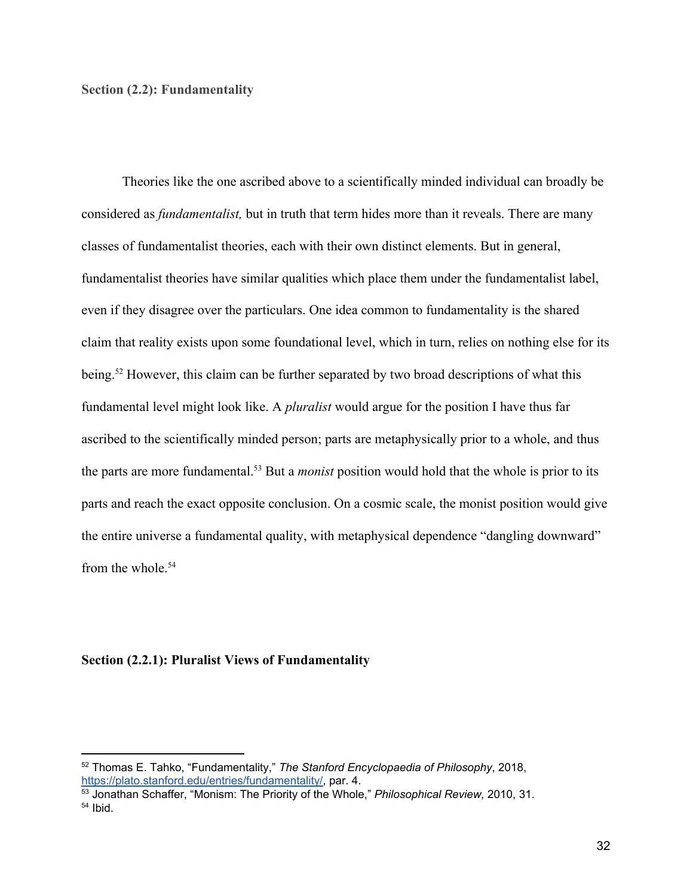## Section (2.2): Fundamentality

Theories like the one ascribed above to a scientifically minded individual can broadly be considered as *fundamentalist,* but in truth that term hides more than it reveals. There are many classes of fundamentalist theories, each with their own distinct elements. But in general, fundamentalist theories have similar qualities which place them under the fundamentalist label, even if they disagree over the particulars. One idea common to fundamentality is the shared claim that reality exists upon some foundational level, which in turn, relies on nothing else for its being.[52] However, this claim can be further separated by two broad descriptions of what this fundamental level might look like. A *pluralist* would argue for the position I have thus far ascribed to the scientifically minded person; parts are metaphysically prior to a whole, and thus the parts are more fundamental.[53] But a *monist* position would hold that the whole is prior to its parts and reach the exact opposite conclusion. On a cosmic scale, the monist position would give the entire universe a fundamental quality, with metaphysical dependence "dangling downward" from the whole.[54]

### Section (2.2.1): Pluralist Views of Fundamentality

---

[52] Thomas E. Tahko, "Fundamentality," *The Stanford Encyclopaedia of Philosophy*, 2018, https://plato.stanford.edu/entries/fundamentality/, par. 4.

[53] Jonathan Schaffer, "Monism: The Priority of the Whole," *Philosophical Review,* 2010, 31.

[54] Ibid.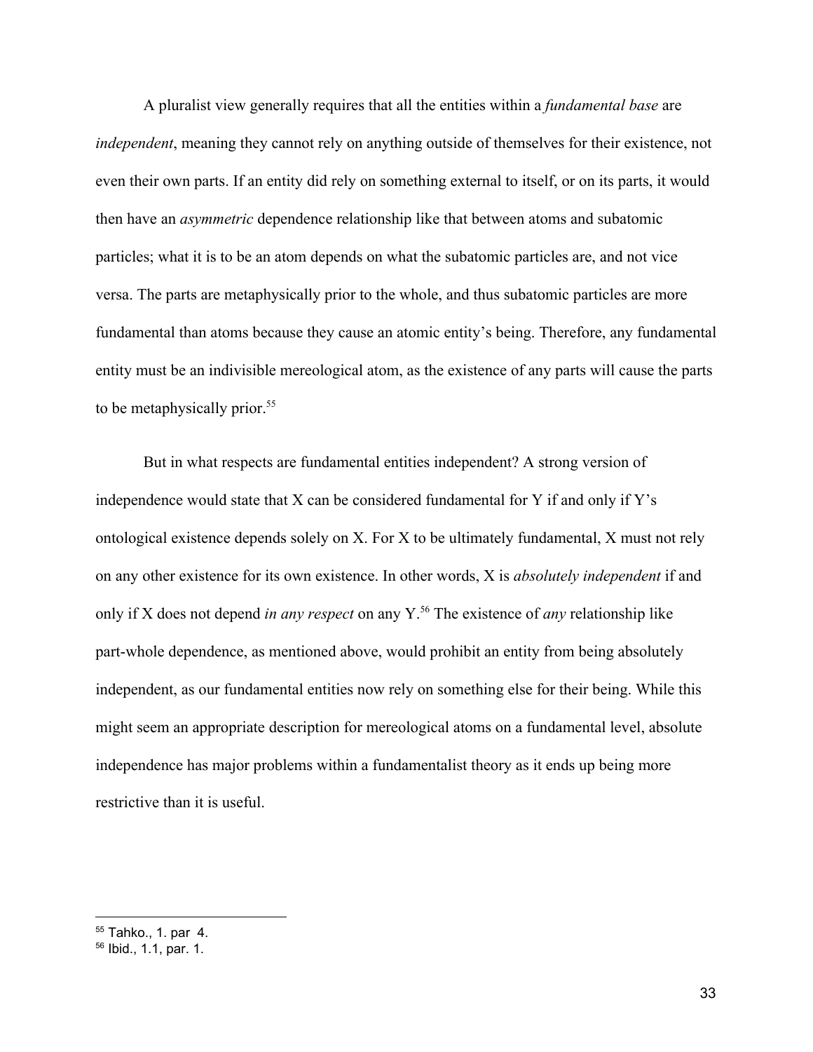A pluralist view generally requires that all the entities within a *fundamental base* are *independent*, meaning they cannot rely on anything outside of themselves for their existence, not even their own parts. If an entity did rely on something external to itself, or on its parts, it would then have an *asymmetric* dependence relationship like that between atoms and subatomic particles; what it is to be an atom depends on what the subatomic particles are, and not vice versa. The parts are metaphysically prior to the whole, and thus subatomic particles are more fundamental than atoms because they cause an atomic entity's being. Therefore, any fundamental entity must be an indivisible mereological atom, as the existence of any parts will cause the parts to be metaphysically prior.[55]

But in what respects are fundamental entities independent? A strong version of independence would state that X can be considered fundamental for Y if and only if Y's ontological existence depends solely on X. For X to be ultimately fundamental, X must not rely on any other existence for its own existence. In other words, X is *absolutely independent* if and only if X does not depend *in any respect* on any Y.[56] The existence of *any* relationship like part-whole dependence, as mentioned above, would prohibit an entity from being absolutely independent, as our fundamental entities now rely on something else for their being. While this might seem an appropriate description for mereological atoms on a fundamental level, absolute independence has major problems within a fundamentalist theory as it ends up being more restrictive than it is useful.

---

[55] Tahko., 1. par 4.

[56] Ibid., 1.1, par. 1.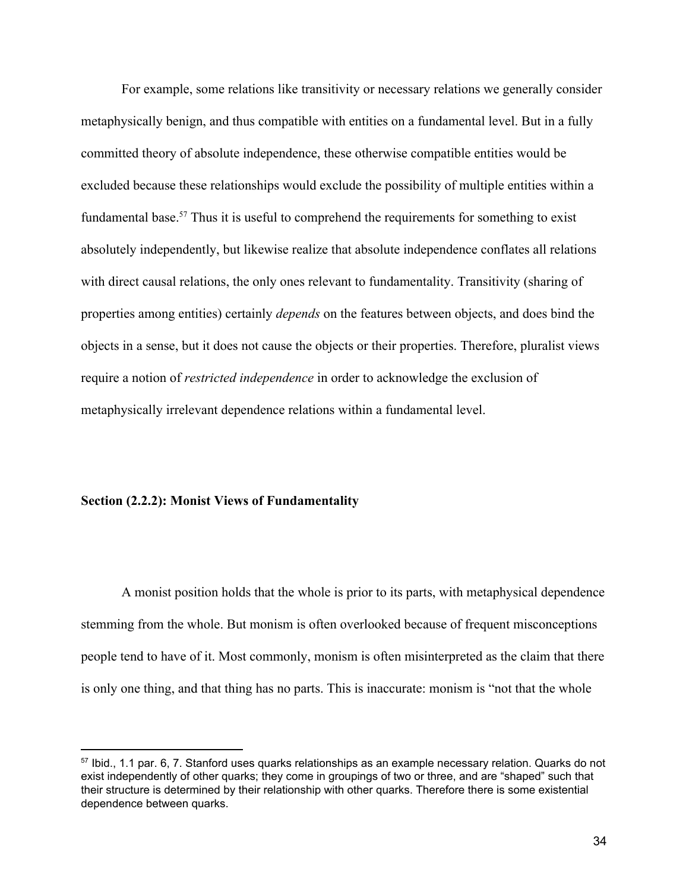For example, some relations like transitivity or necessary relations we generally consider metaphysically benign, and thus compatible with entities on a fundamental level. But in a fully committed theory of absolute independence, these otherwise compatible entities would be excluded because these relationships would exclude the possibility of multiple entities within a fundamental base.[57] Thus it is useful to comprehend the requirements for something to exist absolutely independently, but likewise realize that absolute independence conflates all relations with direct causal relations, the only ones relevant to fundamentality. Transitivity (sharing of properties among entities) certainly *depends* on the features between objects, and does bind the objects in a sense, but it does not cause the objects or their properties. Therefore, pluralist views require a notion of *restricted independence* in order to acknowledge the exclusion of metaphysically irrelevant dependence relations within a fundamental level.

### Section (2.2.2): Monist Views of Fundamentality

A monist position holds that the whole is prior to its parts, with metaphysical dependence stemming from the whole. But monism is often overlooked because of frequent misconceptions people tend to have of it. Most commonly, monism is often misinterpreted as the claim that there is only one thing, and that thing has no parts. This is inaccurate: monism is "not that the whole

---

[57] Ibid., 1.1 par. 6, 7. Stanford uses quarks relationships as an example necessary relation. Quarks do not exist independently of other quarks; they come in groupings of two or three, and are "shaped" such that their structure is determined by their relationship with other quarks. Therefore there is some existential dependence between quarks.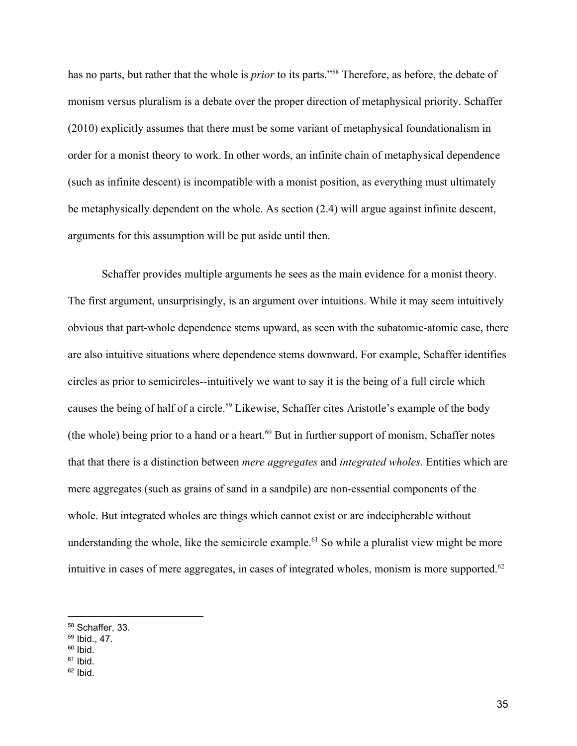has no parts, but rather that the whole is *prior* to its parts."[58] Therefore, as before, the debate of monism versus pluralism is a debate over the proper direction of metaphysical priority. Schaffer (2010) explicitly assumes that there must be some variant of metaphysical foundationalism in order for a monist theory to work. In other words, an infinite chain of metaphysical dependence (such as infinite descent) is incompatible with a monist position, as everything must ultimately be metaphysically dependent on the whole. As section (2.4) will argue against infinite descent, arguments for this assumption will be put aside until then.

Schaffer provides multiple arguments he sees as the main evidence for a monist theory. The first argument, unsurprisingly, is an argument over intuitions. While it may seem intuitively obvious that part-whole dependence stems upward, as seen with the subatomic-atomic case, there are also intuitive situations where dependence stems downward. For example, Schaffer identifies circles as prior to semicircles--intuitively we want to say it is the being of a full circle which causes the being of half of a circle.[59] Likewise, Schaffer cites Aristotle's example of the body (the whole) being prior to a hand or a heart.[60] But in further support of monism, Schaffer notes that that there is a distinction between *mere aggregates* and *integrated wholes.* Entities which are mere aggregates (such as grains of sand in a sandpile) are non-essential components of the whole. But integrated wholes are things which cannot exist or are indecipherable without understanding the whole, like the semicircle example.[61] So while a pluralist view might be more intuitive in cases of mere aggregates, in cases of integrated wholes, monism is more supported.[62]

---

[58] Schaffer, 33.
[59] Ibid., 47.
[60] Ibid.
[61] Ibid.
[62] Ibid.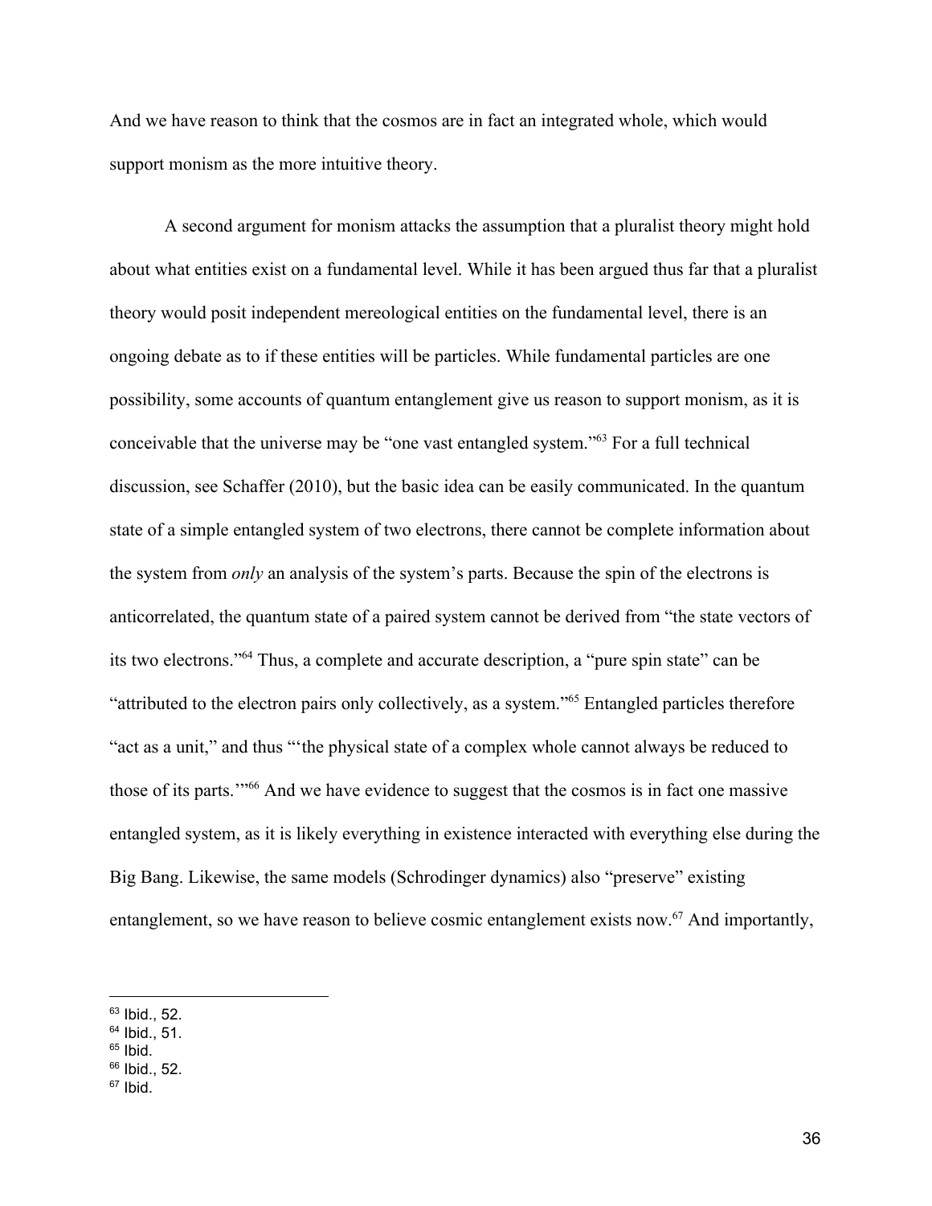And we have reason to think that the cosmos are in fact an integrated whole, which would support monism as the more intuitive theory.

A second argument for monism attacks the assumption that a pluralist theory might hold about what entities exist on a fundamental level. While it has been argued thus far that a pluralist theory would posit independent mereological entities on the fundamental level, there is an ongoing debate as to if these entities will be particles. While fundamental particles are one possibility, some accounts of quantum entanglement give us reason to support monism, as it is conceivable that the universe may be "one vast entangled system."[63] For a full technical discussion, see Schaffer (2010), but the basic idea can be easily communicated. In the quantum state of a simple entangled system of two electrons, there cannot be complete information about the system from *only* an analysis of the system's parts. Because the spin of the electrons is anticorrelated, the quantum state of a paired system cannot be derived from "the state vectors of its two electrons."[64] Thus, a complete and accurate description, a "pure spin state" can be "attributed to the electron pairs only collectively, as a system."[65] Entangled particles therefore "act as a unit," and thus "'the physical state of a complex whole cannot always be reduced to those of its parts.'"[66] And we have evidence to suggest that the cosmos is in fact one massive entangled system, as it is likely everything in existence interacted with everything else during the Big Bang. Likewise, the same models (Schrodinger dynamics) also "preserve" existing entanglement, so we have reason to believe cosmic entanglement exists now.[67] And importantly,

---

[63] Ibid., 52.
[64] Ibid., 51.
[65] Ibid.
[66] Ibid., 52.
[67] Ibid.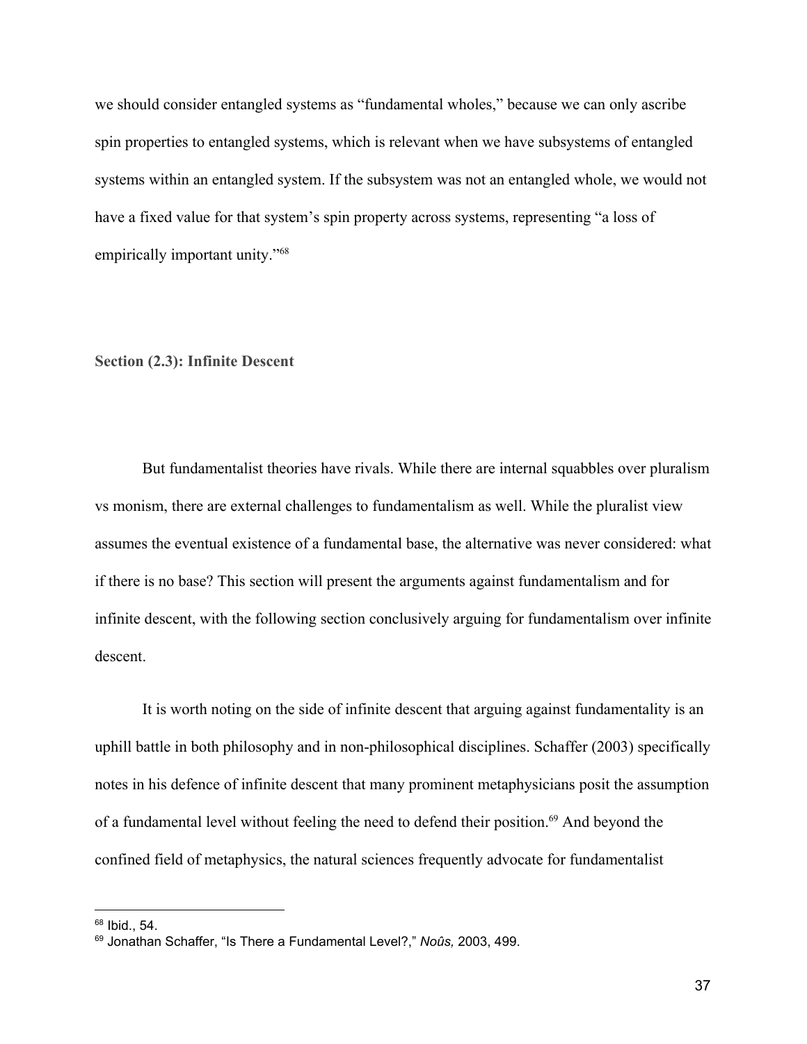we should consider entangled systems as "fundamental wholes," because we can only ascribe spin properties to entangled systems, which is relevant when we have subsystems of entangled systems within an entangled system. If the subsystem was not an entangled whole, we would not have a fixed value for that system's spin property across systems, representing "a loss of empirically important unity."[68]

### Section (2.3): Infinite Descent

But fundamentalist theories have rivals. While there are internal squabbles over pluralism vs monism, there are external challenges to fundamentalism as well. While the pluralist view assumes the eventual existence of a fundamental base, the alternative was never considered: what if there is no base? This section will present the arguments against fundamentalism and for infinite descent, with the following section conclusively arguing for fundamentalism over infinite descent.

It is worth noting on the side of infinite descent that arguing against fundamentality is an uphill battle in both philosophy and in non-philosophical disciplines. Schaffer (2003) specifically notes in his defence of infinite descent that many prominent metaphysicians posit the assumption of a fundamental level without feeling the need to defend their position.[69] And beyond the confined field of metaphysics, the natural sciences frequently advocate for fundamentalist

---

[68] Ibid., 54.

[69] Jonathan Schaffer, "Is There a Fundamental Level?," *Noûs,* 2003, 499.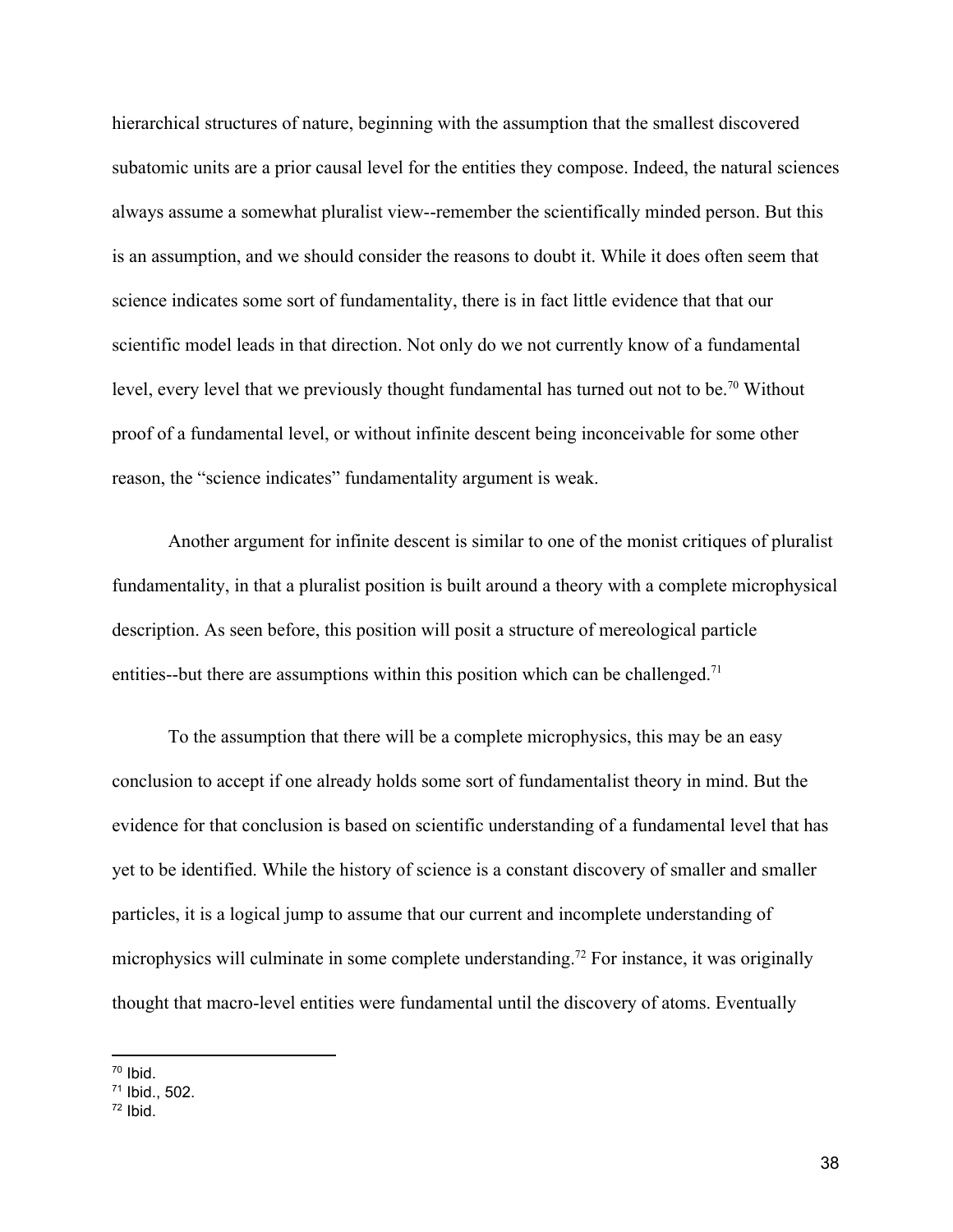hierarchical structures of nature, beginning with the assumption that the smallest discovered subatomic units are a prior causal level for the entities they compose. Indeed, the natural sciences always assume a somewhat pluralist view--remember the scientifically minded person. But this is an assumption, and we should consider the reasons to doubt it. While it does often seem that science indicates some sort of fundamentality, there is in fact little evidence that that our scientific model leads in that direction. Not only do we not currently know of a fundamental level, every level that we previously thought fundamental has turned out not to be.[70] Without proof of a fundamental level, or without infinite descent being inconceivable for some other reason, the "science indicates" fundamentality argument is weak.

Another argument for infinite descent is similar to one of the monist critiques of pluralist fundamentality, in that a pluralist position is built around a theory with a complete microphysical description. As seen before, this position will posit a structure of mereological particle entities--but there are assumptions within this position which can be challenged.[71]

To the assumption that there will be a complete microphysics, this may be an easy conclusion to accept if one already holds some sort of fundamentalist theory in mind. But the evidence for that conclusion is based on scientific understanding of a fundamental level that has yet to be identified. While the history of science is a constant discovery of smaller and smaller particles, it is a logical jump to assume that our current and incomplete understanding of microphysics will culminate in some complete understanding.[72] For instance, it was originally thought that macro-level entities were fundamental until the discovery of atoms. Eventually

---

[70] Ibid.

[71] Ibid., 502.

[72] Ibid.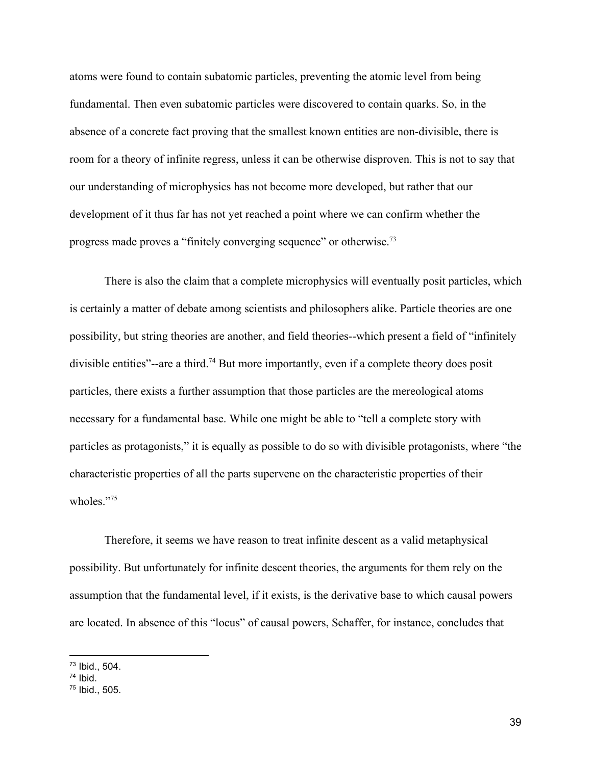atoms were found to contain subatomic particles, preventing the atomic level from being fundamental. Then even subatomic particles were discovered to contain quarks. So, in the absence of a concrete fact proving that the smallest known entities are non-divisible, there is room for a theory of infinite regress, unless it can be otherwise disproven. This is not to say that our understanding of microphysics has not become more developed, but rather that our development of it thus far has not yet reached a point where we can confirm whether the progress made proves a "finitely converging sequence" or otherwise.[73]

There is also the claim that a complete microphysics will eventually posit particles, which is certainly a matter of debate among scientists and philosophers alike. Particle theories are one possibility, but string theories are another, and field theories--which present a field of "infinitely divisible entities"--are a third.[74] But more importantly, even if a complete theory does posit particles, there exists a further assumption that those particles are the mereological atoms necessary for a fundamental base. While one might be able to "tell a complete story with particles as protagonists," it is equally as possible to do so with divisible protagonists, where "the characteristic properties of all the parts supervene on the characteristic properties of their wholes."[75]

Therefore, it seems we have reason to treat infinite descent as a valid metaphysical possibility. But unfortunately for infinite descent theories, the arguments for them rely on the assumption that the fundamental level, if it exists, is the derivative base to which causal powers are located. In absence of this "locus" of causal powers, Schaffer, for instance, concludes that

---

[73] Ibid., 504.

[74] Ibid.

[75] Ibid., 505.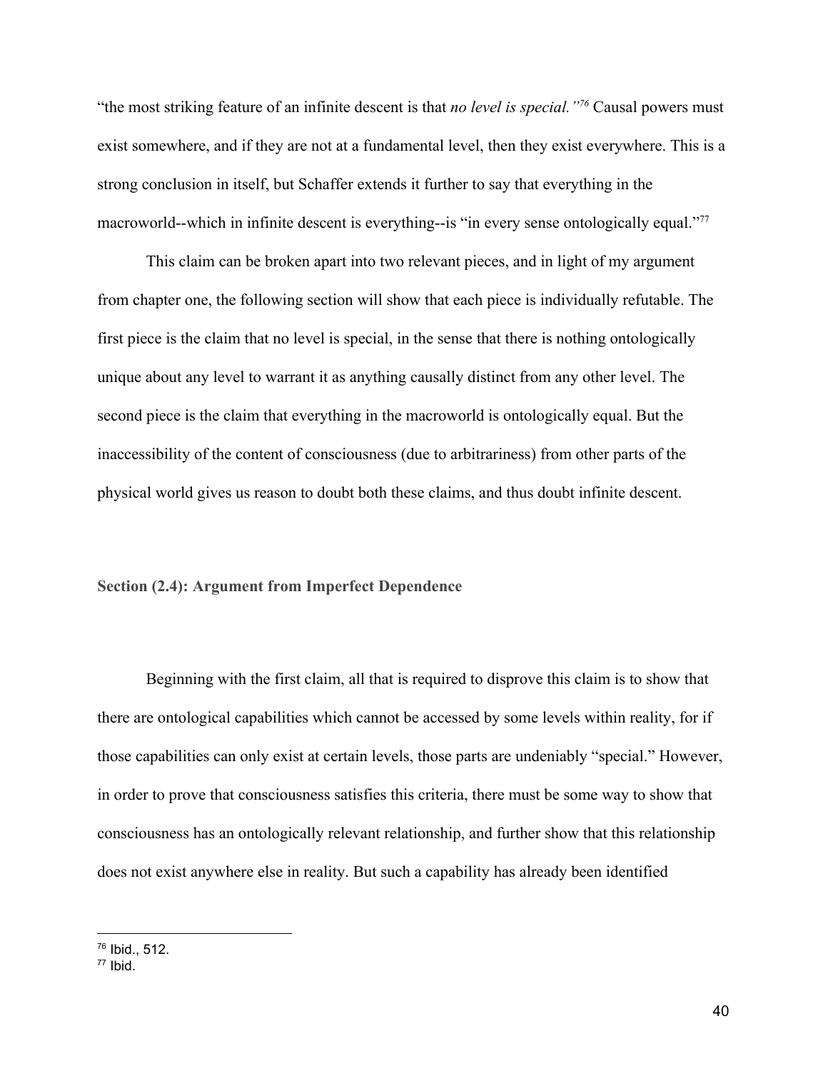"the most striking feature of an infinite descent is that *no level is special."*[76] Causal powers must exist somewhere, and if they are not at a fundamental level, then they exist everywhere. This is a strong conclusion in itself, but Schaffer extends it further to say that everything in the macroworld--which in infinite descent is everything--is "in every sense ontologically equal."[77]

This claim can be broken apart into two relevant pieces, and in light of my argument from chapter one, the following section will show that each piece is individually refutable. The first piece is the claim that no level is special, in the sense that there is nothing ontologically unique about any level to warrant it as anything causally distinct from any other level. The second piece is the claim that everything in the macroworld is ontologically equal. But the inaccessibility of the content of consciousness (due to arbitrariness) from other parts of the physical world gives us reason to doubt both these claims, and thus doubt infinite descent.

### Section (2.4): Argument from Imperfect Dependence

Beginning with the first claim, all that is required to disprove this claim is to show that there are ontological capabilities which cannot be accessed by some levels within reality, for if those capabilities can only exist at certain levels, those parts are undeniably "special." However, in order to prove that consciousness satisfies this criteria, there must be some way to show that consciousness has an ontologically relevant relationship, and further show that this relationship does not exist anywhere else in reality. But such a capability has already been identified

---

[76] Ibid., 512.

[77] Ibid.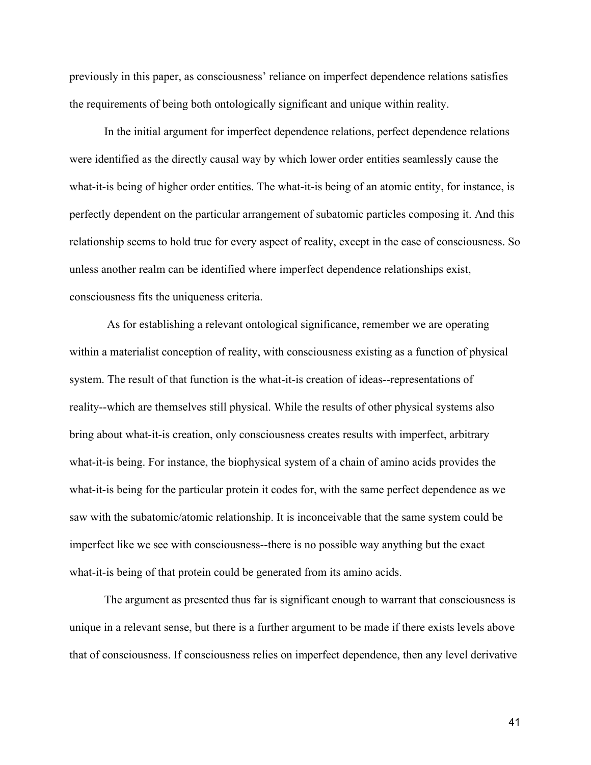previously in this paper, as consciousness' reliance on imperfect dependence relations satisfies the requirements of being both ontologically significant and unique within reality.

In the initial argument for imperfect dependence relations, perfect dependence relations were identified as the directly causal way by which lower order entities seamlessly cause the what-it-is being of higher order entities. The what-it-is being of an atomic entity, for instance, is perfectly dependent on the particular arrangement of subatomic particles composing it. And this relationship seems to hold true for every aspect of reality, except in the case of consciousness. So unless another realm can be identified where imperfect dependence relationships exist, consciousness fits the uniqueness criteria.

As for establishing a relevant ontological significance, remember we are operating within a materialist conception of reality, with consciousness existing as a function of physical system. The result of that function is the what-it-is creation of ideas--representations of reality--which are themselves still physical. While the results of other physical systems also bring about what-it-is creation, only consciousness creates results with imperfect, arbitrary what-it-is being. For instance, the biophysical system of a chain of amino acids provides the what-it-is being for the particular protein it codes for, with the same perfect dependence as we saw with the subatomic/atomic relationship. It is inconceivable that the same system could be imperfect like we see with consciousness--there is no possible way anything but the exact what-it-is being of that protein could be generated from its amino acids.

The argument as presented thus far is significant enough to warrant that consciousness is unique in a relevant sense, but there is a further argument to be made if there exists levels above that of consciousness. If consciousness relies on imperfect dependence, then any level derivative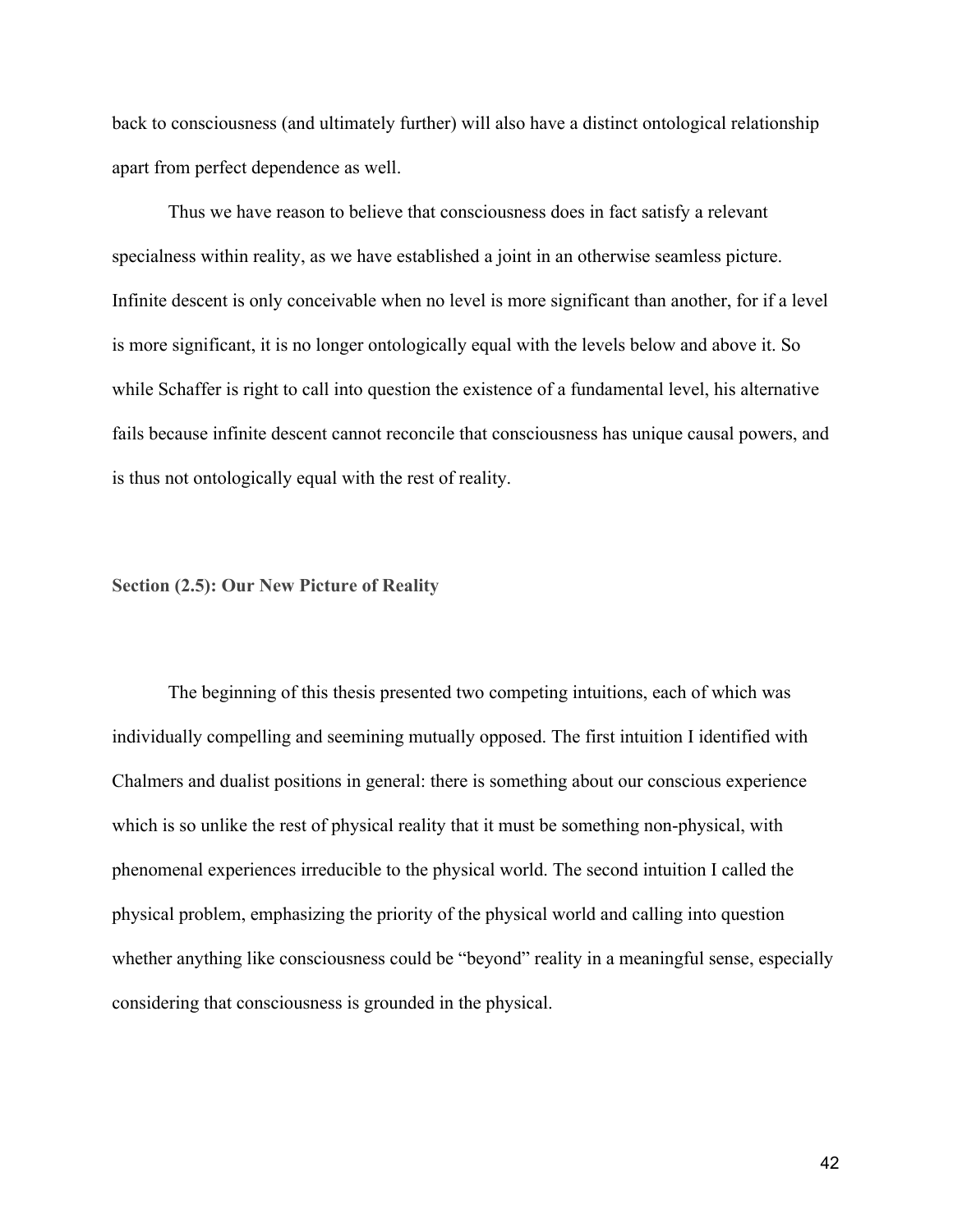back to consciousness (and ultimately further) will also have a distinct ontological relationship apart from perfect dependence as well.

Thus we have reason to believe that consciousness does in fact satisfy a relevant specialness within reality, as we have established a joint in an otherwise seamless picture. Infinite descent is only conceivable when no level is more significant than another, for if a level is more significant, it is no longer ontologically equal with the levels below and above it. So while Schaffer is right to call into question the existence of a fundamental level, his alternative fails because infinite descent cannot reconcile that consciousness has unique causal powers, and is thus not ontologically equal with the rest of reality.

### Section (2.5): Our New Picture of Reality

The beginning of this thesis presented two competing intuitions, each of which was individually compelling and seemining mutually opposed. The first intuition I identified with Chalmers and dualist positions in general: there is something about our conscious experience which is so unlike the rest of physical reality that it must be something non-physical, with phenomenal experiences irreducible to the physical world. The second intuition I called the physical problem, emphasizing the priority of the physical world and calling into question whether anything like consciousness could be "beyond" reality in a meaningful sense, especially considering that consciousness is grounded in the physical.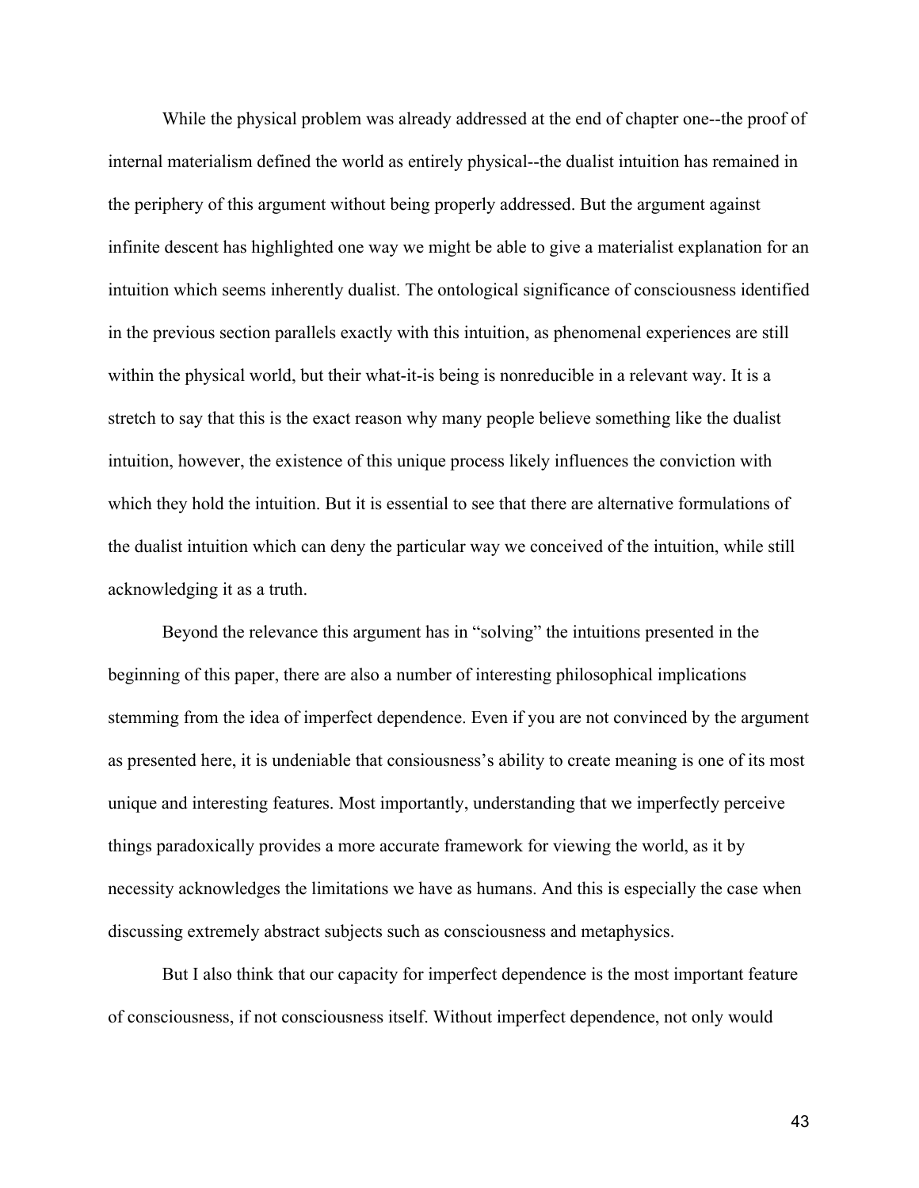While the physical problem was already addressed at the end of chapter one--the proof of internal materialism defined the world as entirely physical--the dualist intuition has remained in the periphery of this argument without being properly addressed. But the argument against infinite descent has highlighted one way we might be able to give a materialist explanation for an intuition which seems inherently dualist. The ontological significance of consciousness identified in the previous section parallels exactly with this intuition, as phenomenal experiences are still within the physical world, but their what-it-is being is nonreducible in a relevant way. It is a stretch to say that this is the exact reason why many people believe something like the dualist intuition, however, the existence of this unique process likely influences the conviction with which they hold the intuition. But it is essential to see that there are alternative formulations of the dualist intuition which can deny the particular way we conceived of the intuition, while still acknowledging it as a truth.

Beyond the relevance this argument has in "solving" the intuitions presented in the beginning of this paper, there are also a number of interesting philosophical implications stemming from the idea of imperfect dependence. Even if you are not convinced by the argument as presented here, it is undeniable that consiousness's ability to create meaning is one of its most unique and interesting features. Most importantly, understanding that we imperfectly perceive things paradoxically provides a more accurate framework for viewing the world, as it by necessity acknowledges the limitations we have as humans. And this is especially the case when discussing extremely abstract subjects such as consciousness and metaphysics.

But I also think that our capacity for imperfect dependence is the most important feature of consciousness, if not consciousness itself. Without imperfect dependence, not only would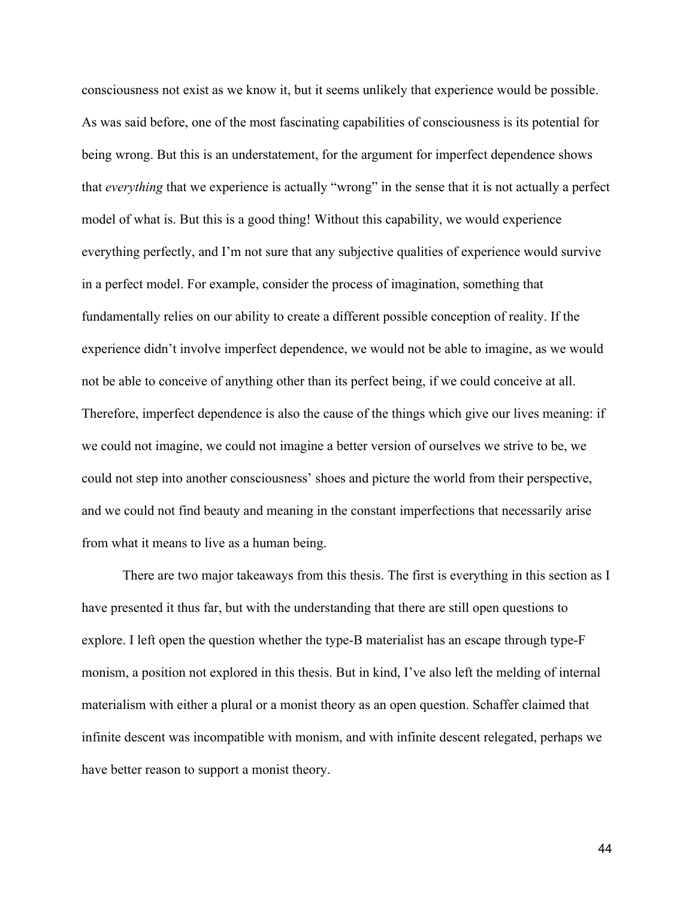consciousness not exist as we know it, but it seems unlikely that experience would be possible. As was said before, one of the most fascinating capabilities of consciousness is its potential for being wrong. But this is an understatement, for the argument for imperfect dependence shows that *everything* that we experience is actually "wrong" in the sense that it is not actually a perfect model of what is. But this is a good thing! Without this capability, we would experience everything perfectly, and I'm not sure that any subjective qualities of experience would survive in a perfect model. For example, consider the process of imagination, something that fundamentally relies on our ability to create a different possible conception of reality. If the experience didn't involve imperfect dependence, we would not be able to imagine, as we would not be able to conceive of anything other than its perfect being, if we could conceive at all. Therefore, imperfect dependence is also the cause of the things which give our lives meaning: if we could not imagine, we could not imagine a better version of ourselves we strive to be, we could not step into another consciousness' shoes and picture the world from their perspective, and we could not find beauty and meaning in the constant imperfections that necessarily arise from what it means to live as a human being.

There are two major takeaways from this thesis. The first is everything in this section as I have presented it thus far, but with the understanding that there are still open questions to explore. I left open the question whether the type-B materialist has an escape through type-F monism, a position not explored in this thesis. But in kind, I've also left the melding of internal materialism with either a plural or a monist theory as an open question. Schaffer claimed that infinite descent was incompatible with monism, and with infinite descent relegated, perhaps we have better reason to support a monist theory.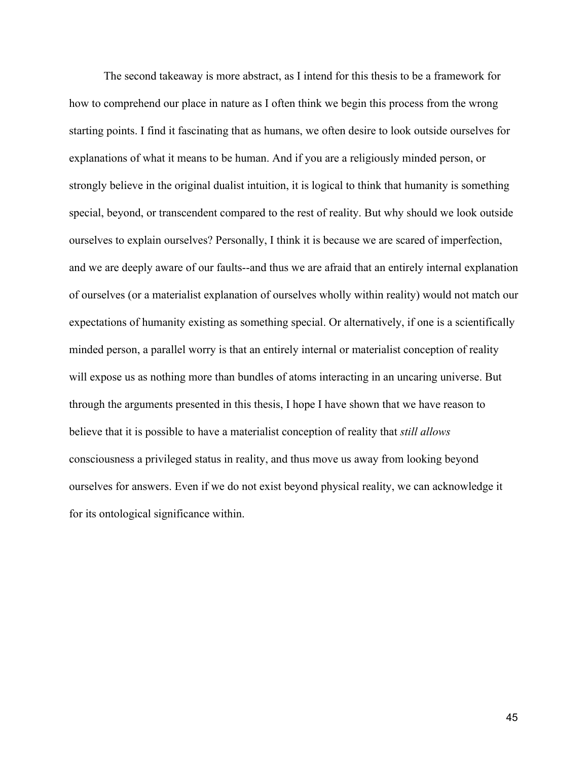The second takeaway is more abstract, as I intend for this thesis to be a framework for how to comprehend our place in nature as I often think we begin this process from the wrong starting points. I find it fascinating that as humans, we often desire to look outside ourselves for explanations of what it means to be human. And if you are a religiously minded person, or strongly believe in the original dualist intuition, it is logical to think that humanity is something special, beyond, or transcendent compared to the rest of reality. But why should we look outside ourselves to explain ourselves? Personally, I think it is because we are scared of imperfection, and we are deeply aware of our faults--and thus we are afraid that an entirely internal explanation of ourselves (or a materialist explanation of ourselves wholly within reality) would not match our expectations of humanity existing as something special. Or alternatively, if one is a scientifically minded person, a parallel worry is that an entirely internal or materialist conception of reality will expose us as nothing more than bundles of atoms interacting in an uncaring universe. But through the arguments presented in this thesis, I hope I have shown that we have reason to believe that it is possible to have a materialist conception of reality that *still allows* consciousness a privileged status in reality, and thus move us away from looking beyond ourselves for answers. Even if we do not exist beyond physical reality, we can acknowledge it for its ontological significance within.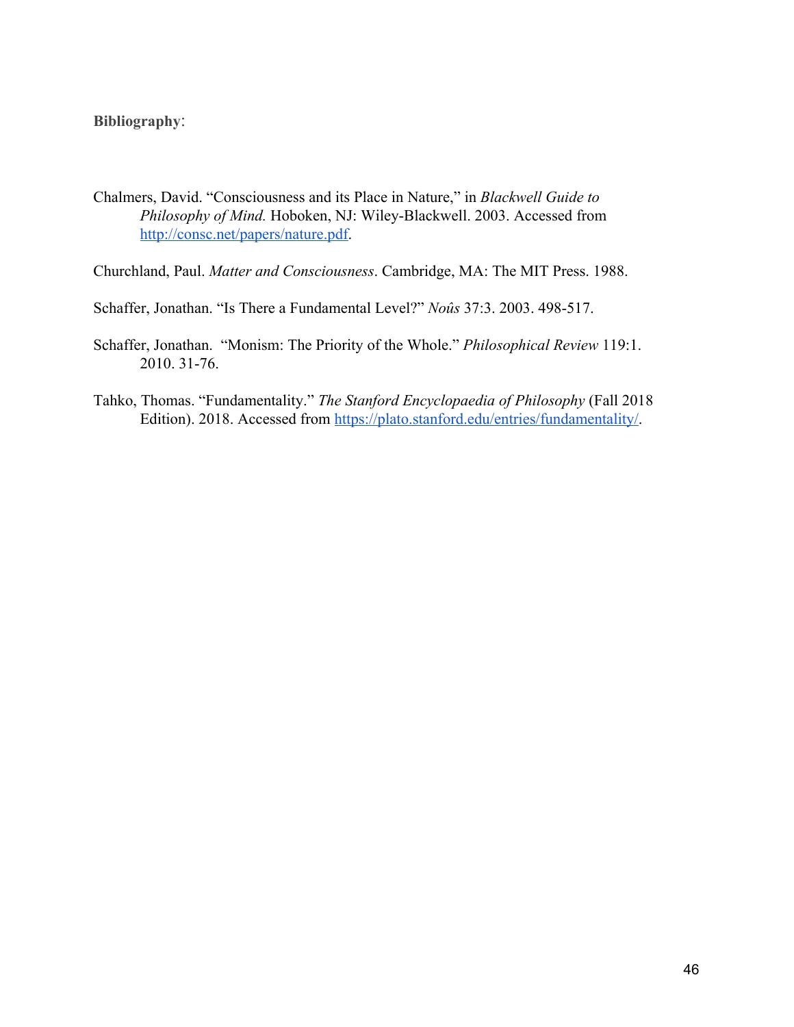**Bibliography**:

Chalmers, David. "Consciousness and its Place in Nature," in *Blackwell Guide to Philosophy of Mind.* Hoboken, NJ: Wiley-Blackwell. 2003. Accessed from http://consc.net/papers/nature.pdf.

Churchland, Paul. *Matter and Consciousness*. Cambridge, MA: The MIT Press. 1988.

Schaffer, Jonathan. "Is There a Fundamental Level?" *Noûs* 37:3. 2003. 498-517.

Schaffer, Jonathan. "Monism: The Priority of the Whole." *Philosophical Review* 119:1. 2010. 31-76.

Tahko, Thomas. "Fundamentality." *The Stanford Encyclopaedia of Philosophy* (Fall 2018 Edition). 2018. Accessed from https://plato.stanford.edu/entries/fundamentality/.